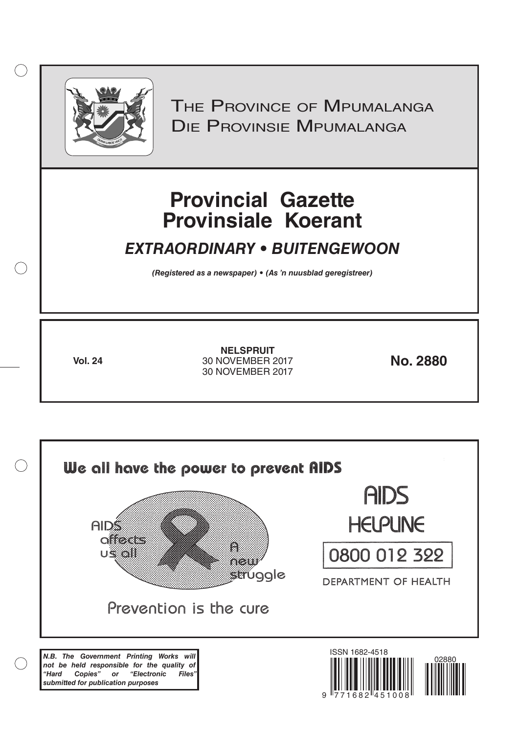The Province of Mpumalanga
Die Provinsie Mpumalanga

# Provincial Gazette
# Provinsiale Koerant

## *EXTRAORDINARY • BUITENGEWOON*

***(Registered as a newspaper) • (As 'n nuusblad geregistreer)***

**Vol. 24**

**NELSPRUIT**
30 NOVEMBER 2017
30 NOVEMBER 2017

**No. 2880**

We all have the power to prevent AIDS

AIDS affects us all

A new struggle

Prevention is the cure

AIDS HELPLINE

0800 012 322

DEPARTMENT OF HEALTH

***N.B. The Government Printing Works will not be held responsible for the quality of "Hard Copies" or "Electronic Files" submitted for publication purposes***

ISSN 1682-4518

9 771682 451008

02880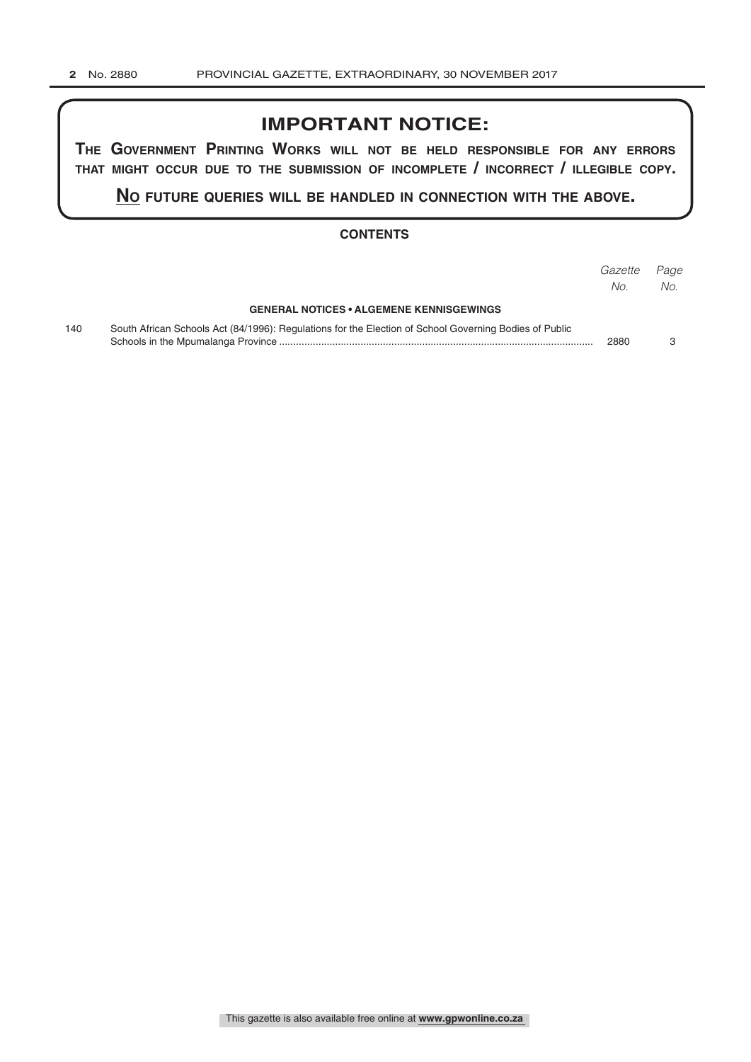## IMPORTANT NOTICE:

**THE GOVERNMENT PRINTING WORKS WILL NOT BE HELD RESPONSIBLE FOR ANY ERRORS THAT MIGHT OCCUR DUE TO THE SUBMISSION OF INCOMPLETE / INCORRECT / ILLEGIBLE COPY.**

**NO FUTURE QUERIES WILL BE HANDLED IN CONNECTION WITH THE ABOVE.**

### CONTENTS

| | | *Gazette No.* | *Page No.* |
|---|---|---|---|
| | **GENERAL NOTICES • ALGEMENE KENNISGEWINGS** | | |
| 140 | South African Schools Act (84/1996): Regulations for the Election of School Governing Bodies of Public Schools in the Mpumalanga Province | 2880 | 3 |

This gazette is also available free online at **www.gpwonline.co.za**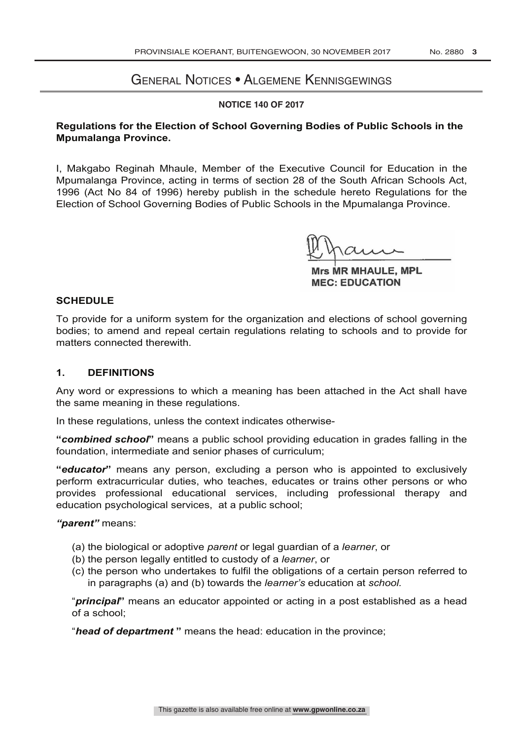# General Notices • Algemene Kennisgewings

**NOTICE 140 OF 2017**

**Regulations for the Election of School Governing Bodies of Public Schools in the Mpumalanga Province.**

I, Makgabo Reginah Mhaule, Member of the Executive Council for Education in the Mpumalanga Province, acting in terms of section 28 of the South African Schools Act, 1996 (Act No 84 of 1996) hereby publish in the schedule hereto Regulations for the Election of School Governing Bodies of Public Schools in the Mpumalanga Province.

**Mrs MR MHAULE, MPL**
**MEC: EDUCATION**

## SCHEDULE

To provide for a uniform system for the organization and elections of school governing bodies; to amend and repeal certain regulations relating to schools and to provide for matters connected therewith.

## 1. DEFINITIONS

Any word or expressions to which a meaning has been attached in the Act shall have the same meaning in these regulations.

In these regulations, unless the context indicates otherwise-

**"*combined school*"** means a public school providing education in grades falling in the foundation, intermediate and senior phases of curriculum;

**"*educator*"** means any person, excluding a person who is appointed to exclusively perform extracurricular duties, who teaches, educates or trains other persons or who provides professional educational services, including professional therapy and education psychological services, at a public school;

***"parent"*** means:

(a) the biological or adoptive *parent* or legal guardian of a *learner*, or
(b) the person legally entitled to custody of a *learner*, or
(c) the person who undertakes to fulfil the obligations of a certain person referred to in paragraphs (a) and (b) towards the *learner's* education at *school.*

"***principal*"** means an educator appointed or acting in a post established as a head of a school;

"***head of department* "** means the head: education in the province;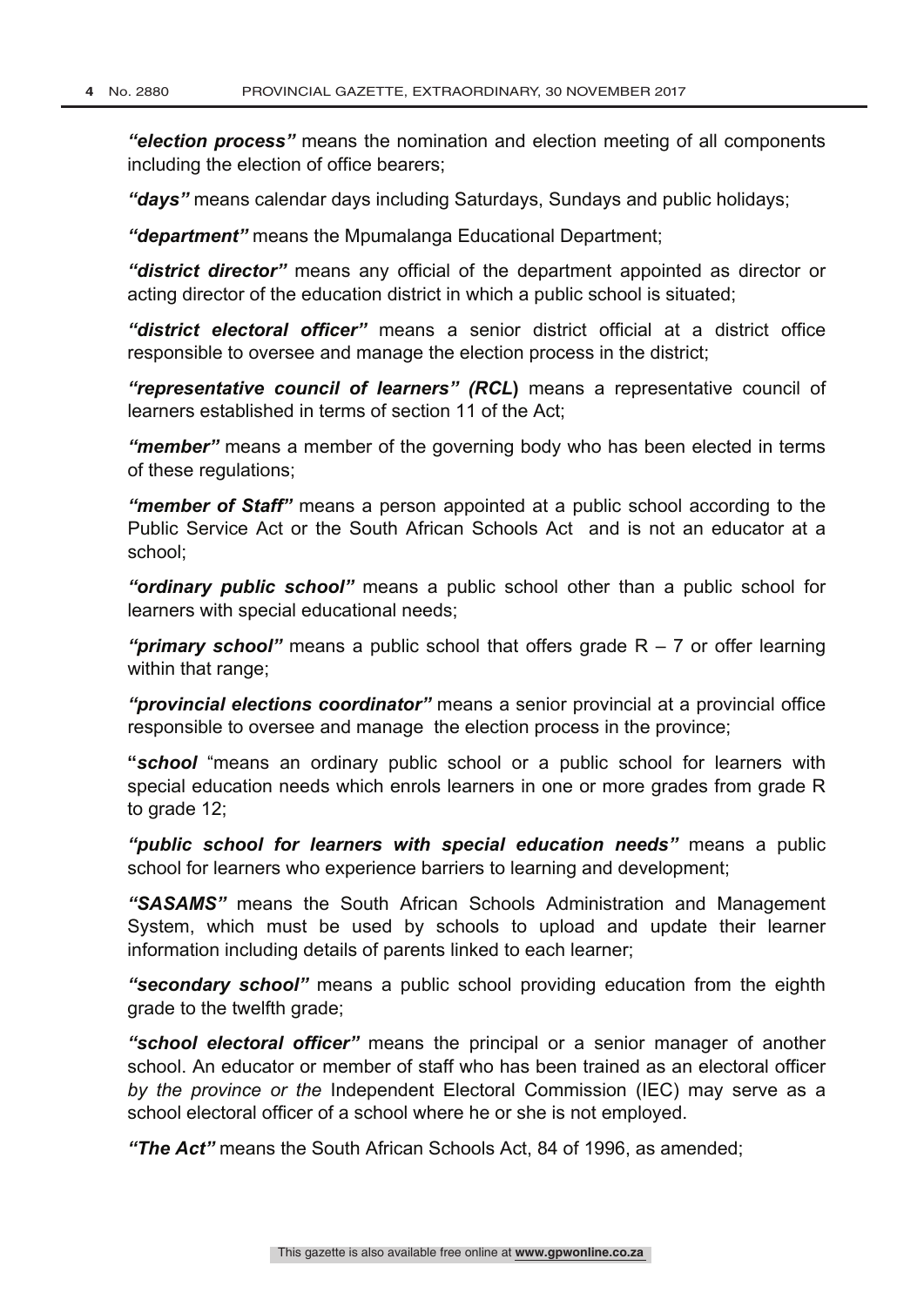***"election process"*** means the nomination and election meeting of all components including the election of office bearers;

***"days"*** means calendar days including Saturdays, Sundays and public holidays;

***"department"*** means the Mpumalanga Educational Department;

***"district director"*** means any official of the department appointed as director or acting director of the education district in which a public school is situated;

***"district electoral officer"*** means a senior district official at a district office responsible to oversee and manage the election process in the district;

***"representative council of learners" (RCL*****)** means a representative council of learners established in terms of section 11 of the Act;

***"member"*** means a member of the governing body who has been elected in terms of these regulations;

***"member of Staff"*** means a person appointed at a public school according to the Public Service Act or the South African Schools Act and is not an educator at a school;

***"ordinary public school"*** means a public school other than a public school for learners with special educational needs;

***"primary school"*** means a public school that offers grade R – 7 or offer learning within that range;

***"provincial elections coordinator"*** means a senior provincial at a provincial office responsible to oversee and manage the election process in the province;

**"*school*** "means an ordinary public school or a public school for learners with special education needs which enrols learners in one or more grades from grade R to grade 12;

***"public school for learners with special education needs"*** means a public school for learners who experience barriers to learning and development;

***"SASAMS"*** means the South African Schools Administration and Management System, which must be used by schools to upload and update their learner information including details of parents linked to each learner;

***"secondary school"*** means a public school providing education from the eighth grade to the twelfth grade;

***"school electoral officer"*** means the principal or a senior manager of another school. An educator or member of staff who has been trained as an electoral officer *by the province or the* Independent Electoral Commission (IEC) may serve as a school electoral officer of a school where he or she is not employed.

***"The Act"*** means the South African Schools Act, 84 of 1996, as amended;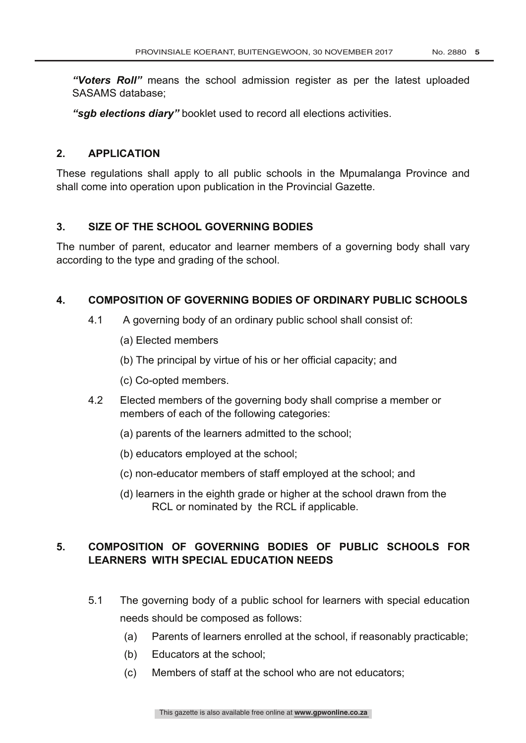***"Voters Roll"*** means the school admission register as per the latest uploaded SASAMS database;

***"sgb elections diary"*** booklet used to record all elections activities.

## 2. APPLICATION

These regulations shall apply to all public schools in the Mpumalanga Province and shall come into operation upon publication in the Provincial Gazette.

## 3. SIZE OF THE SCHOOL GOVERNING BODIES

The number of parent, educator and learner members of a governing body shall vary according to the type and grading of the school.

## 4. COMPOSITION OF GOVERNING BODIES OF ORDINARY PUBLIC SCHOOLS

4.1 A governing body of an ordinary public school shall consist of:

(a) Elected members

(b) The principal by virtue of his or her official capacity; and

(c) Co-opted members.

4.2 Elected members of the governing body shall comprise a member or members of each of the following categories:

(a) parents of the learners admitted to the school;

(b) educators employed at the school;

(c) non-educator members of staff employed at the school; and

(d) learners in the eighth grade or higher at the school drawn from the RCL or nominated by the RCL if applicable.

## 5. COMPOSITION OF GOVERNING BODIES OF PUBLIC SCHOOLS FOR LEARNERS WITH SPECIAL EDUCATION NEEDS

5.1 The governing body of a public school for learners with special education needs should be composed as follows:

(a) Parents of learners enrolled at the school, if reasonably practicable;

(b) Educators at the school;

(c) Members of staff at the school who are not educators;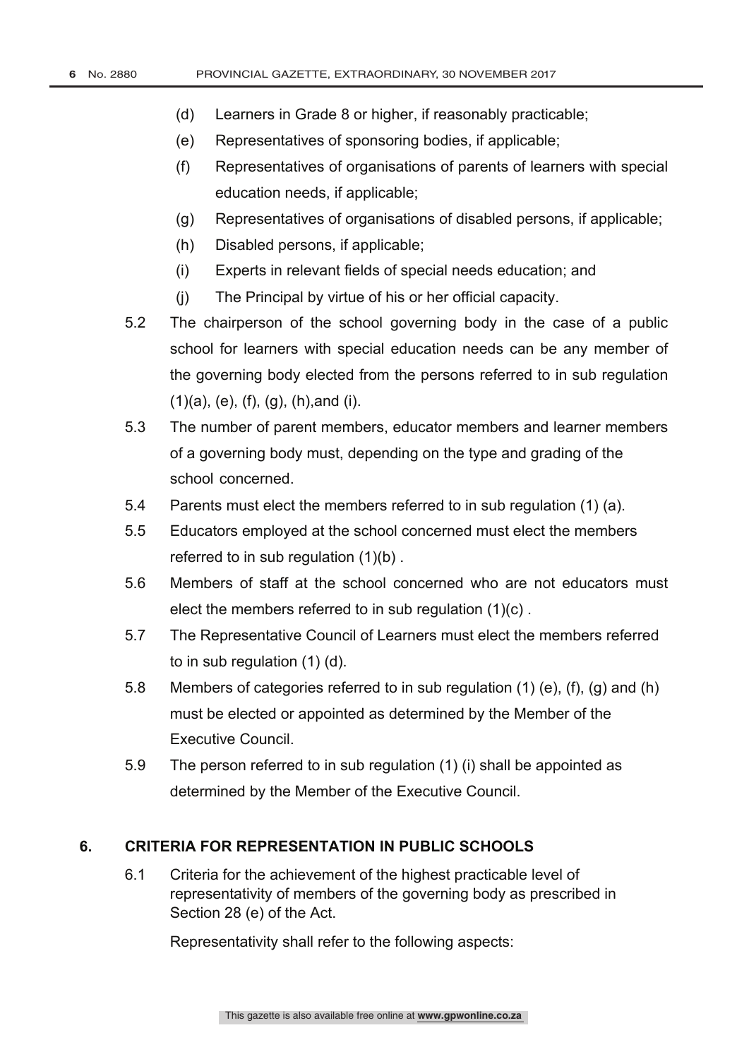(d) Learners in Grade 8 or higher, if reasonably practicable;

(e) Representatives of sponsoring bodies, if applicable;

(f) Representatives of organisations of parents of learners with special education needs, if applicable;

(g) Representatives of organisations of disabled persons, if applicable;

(h) Disabled persons, if applicable;

(i) Experts in relevant fields of special needs education; and

(j) The Principal by virtue of his or her official capacity.

5.2 The chairperson of the school governing body in the case of a public school for learners with special education needs can be any member of the governing body elected from the persons referred to in sub regulation (1)(a), (e), (f), (g), (h),and (i).

5.3 The number of parent members, educator members and learner members of a governing body must, depending on the type and grading of the school concerned.

5.4 Parents must elect the members referred to in sub regulation (1) (a).

5.5 Educators employed at the school concerned must elect the members referred to in sub regulation (1)(b) .

5.6 Members of staff at the school concerned who are not educators must elect the members referred to in sub regulation (1)(c) .

5.7 The Representative Council of Learners must elect the members referred to in sub regulation (1) (d).

5.8 Members of categories referred to in sub regulation (1) (e), (f), (g) and (h) must be elected or appointed as determined by the Member of the Executive Council.

5.9 The person referred to in sub regulation (1) (i) shall be appointed as determined by the Member of the Executive Council.

## 6. CRITERIA FOR REPRESENTATION IN PUBLIC SCHOOLS

6.1 Criteria for the achievement of the highest practicable level of representativity of members of the governing body as prescribed in Section 28 (e) of the Act.

Representativity shall refer to the following aspects: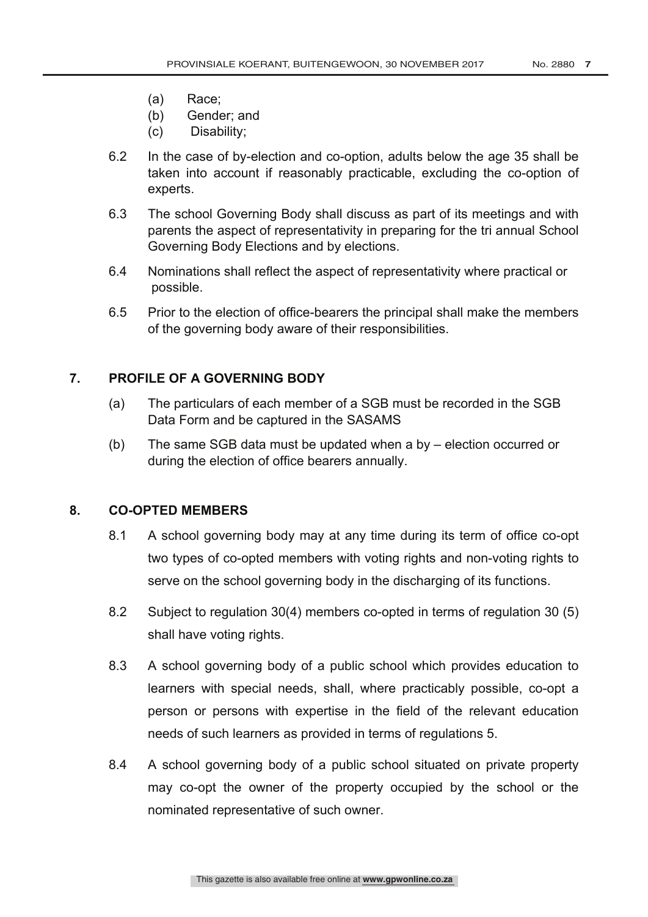(a) Race;
(b) Gender; and
(c) Disability;

6.2 In the case of by-election and co-option, adults below the age 35 shall be taken into account if reasonably practicable, excluding the co-option of experts.

6.3 The school Governing Body shall discuss as part of its meetings and with parents the aspect of representativity in preparing for the tri annual School Governing Body Elections and by elections.

6.4 Nominations shall reflect the aspect of representativity where practical or possible.

6.5 Prior to the election of office-bearers the principal shall make the members of the governing body aware of their responsibilities.

## 7. PROFILE OF A GOVERNING BODY

(a) The particulars of each member of a SGB must be recorded in the SGB Data Form and be captured in the SASAMS

(b) The same SGB data must be updated when a by – election occurred or during the election of office bearers annually.

## 8. CO-OPTED MEMBERS

8.1 A school governing body may at any time during its term of office co-opt two types of co-opted members with voting rights and non-voting rights to serve on the school governing body in the discharging of its functions.

8.2 Subject to regulation 30(4) members co-opted in terms of regulation 30 (5) shall have voting rights.

8.3 A school governing body of a public school which provides education to learners with special needs, shall, where practicably possible, co-opt a person or persons with expertise in the field of the relevant education needs of such learners as provided in terms of regulations 5.

8.4 A school governing body of a public school situated on private property may co-opt the owner of the property occupied by the school or the nominated representative of such owner.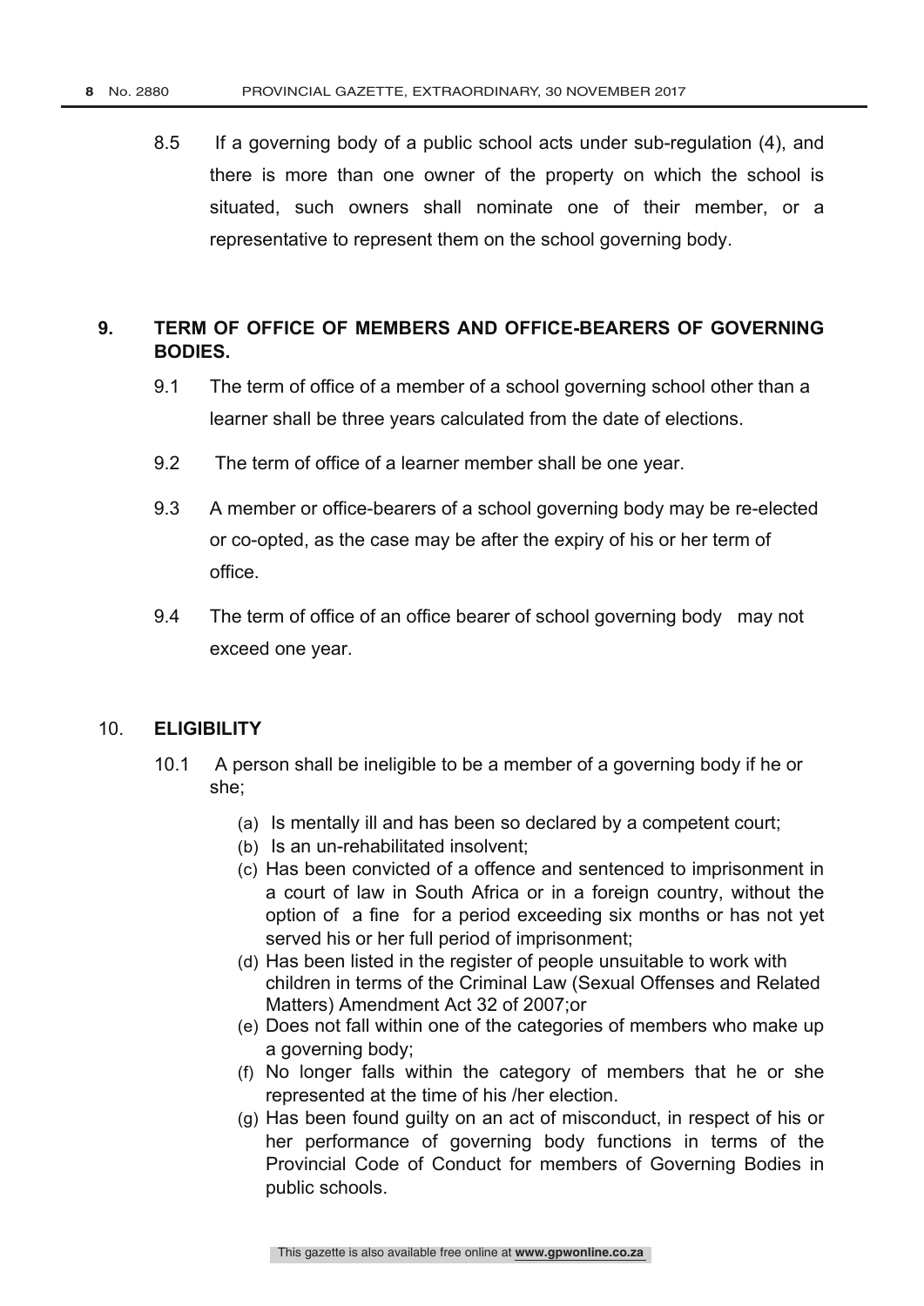8.5 If a governing body of a public school acts under sub-regulation (4), and there is more than one owner of the property on which the school is situated, such owners shall nominate one of their member, or a representative to represent them on the school governing body.

## 9. TERM OF OFFICE OF MEMBERS AND OFFICE-BEARERS OF GOVERNING BODIES.

9.1 The term of office of a member of a school governing school other than a learner shall be three years calculated from the date of elections.

9.2 The term of office of a learner member shall be one year.

9.3 A member or office-bearers of a school governing body may be re-elected or co-opted, as the case may be after the expiry of his or her term of office.

9.4 The term of office of an office bearer of school governing body may not exceed one year.

## 10. ELIGIBILITY

10.1 A person shall be ineligible to be a member of a governing body if he or she;

(a) Is mentally ill and has been so declared by a competent court;
(b) Is an un-rehabilitated insolvent;
(c) Has been convicted of a offence and sentenced to imprisonment in a court of law in South Africa or in a foreign country, without the option of a fine for a period exceeding six months or has not yet served his or her full period of imprisonment;
(d) Has been listed in the register of people unsuitable to work with children in terms of the Criminal Law (Sexual Offenses and Related Matters) Amendment Act 32 of 2007;or
(e) Does not fall within one of the categories of members who make up a governing body;
(f) No longer falls within the category of members that he or she represented at the time of his /her election.
(g) Has been found guilty on an act of misconduct, in respect of his or her performance of governing body functions in terms of the Provincial Code of Conduct for members of Governing Bodies in public schools.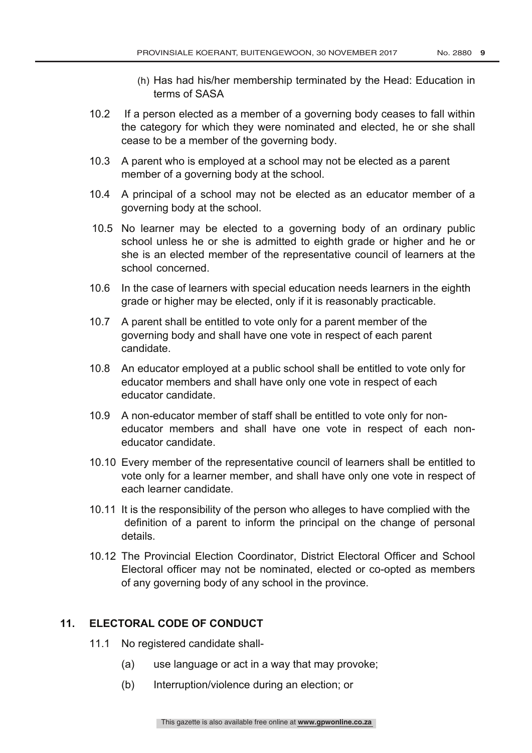(h) Has had his/her membership terminated by the Head: Education in terms of SASA

10.2 If a person elected as a member of a governing body ceases to fall within the category for which they were nominated and elected, he or she shall cease to be a member of the governing body.

10.3 A parent who is employed at a school may not be elected as a parent member of a governing body at the school.

10.4 A principal of a school may not be elected as an educator member of a governing body at the school.

10.5 No learner may be elected to a governing body of an ordinary public school unless he or she is admitted to eighth grade or higher and he or she is an elected member of the representative council of learners at the school concerned.

10.6 In the case of learners with special education needs learners in the eighth grade or higher may be elected, only if it is reasonably practicable.

10.7 A parent shall be entitled to vote only for a parent member of the governing body and shall have one vote in respect of each parent candidate.

10.8 An educator employed at a public school shall be entitled to vote only for educator members and shall have only one vote in respect of each educator candidate.

10.9 A non-educator member of staff shall be entitled to vote only for non-educator members and shall have one vote in respect of each non-educator candidate.

10.10 Every member of the representative council of learners shall be entitled to vote only for a learner member, and shall have only one vote in respect of each learner candidate.

10.11 It is the responsibility of the person who alleges to have complied with the definition of a parent to inform the principal on the change of personal details.

10.12 The Provincial Election Coordinator, District Electoral Officer and School Electoral officer may not be nominated, elected or co-opted as members of any governing body of any school in the province.

## 11. ELECTORAL CODE OF CONDUCT

11.1 No registered candidate shall-

(a) use language or act in a way that may provoke;

(b) Interruption/violence during an election; or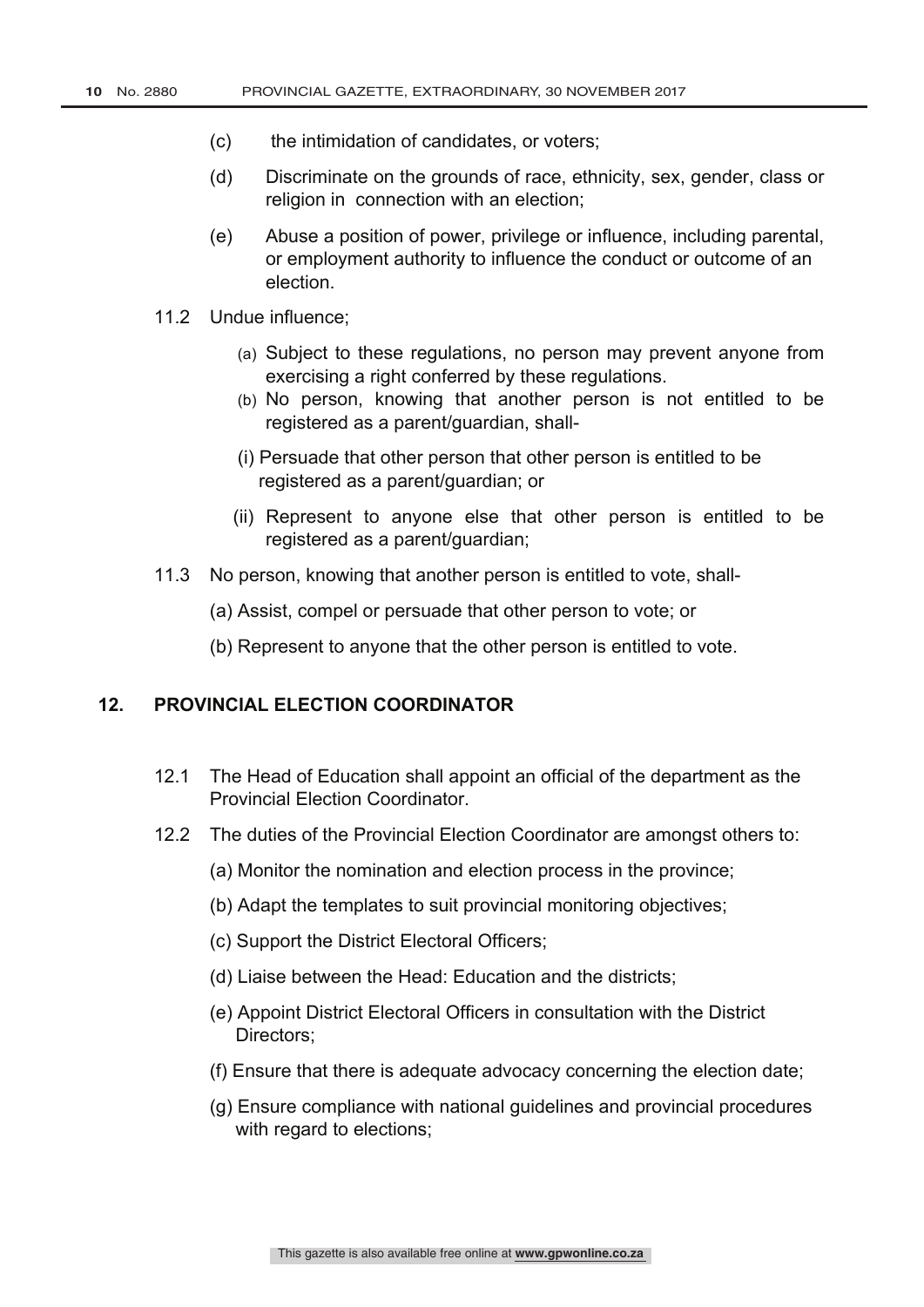(c) the intimidation of candidates, or voters;

(d) Discriminate on the grounds of race, ethnicity, sex, gender, class or religion in connection with an election;

(e) Abuse a position of power, privilege or influence, including parental, or employment authority to influence the conduct or outcome of an election.

11.2 Undue influence;

(a) Subject to these regulations, no person may prevent anyone from exercising a right conferred by these regulations.

(b) No person, knowing that another person is not entitled to be registered as a parent/guardian, shall-

(i) Persuade that other person that other person is entitled to be registered as a parent/guardian; or

(ii) Represent to anyone else that other person is entitled to be registered as a parent/guardian;

11.3 No person, knowing that another person is entitled to vote, shall-

(a) Assist, compel or persuade that other person to vote; or

(b) Represent to anyone that the other person is entitled to vote.

## 12. PROVINCIAL ELECTION COORDINATOR

12.1 The Head of Education shall appoint an official of the department as the Provincial Election Coordinator.

12.2 The duties of the Provincial Election Coordinator are amongst others to:

(a) Monitor the nomination and election process in the province;

(b) Adapt the templates to suit provincial monitoring objectives;

(c) Support the District Electoral Officers;

(d) Liaise between the Head: Education and the districts;

(e) Appoint District Electoral Officers in consultation with the District Directors;

(f) Ensure that there is adequate advocacy concerning the election date;

(g) Ensure compliance with national guidelines and provincial procedures with regard to elections;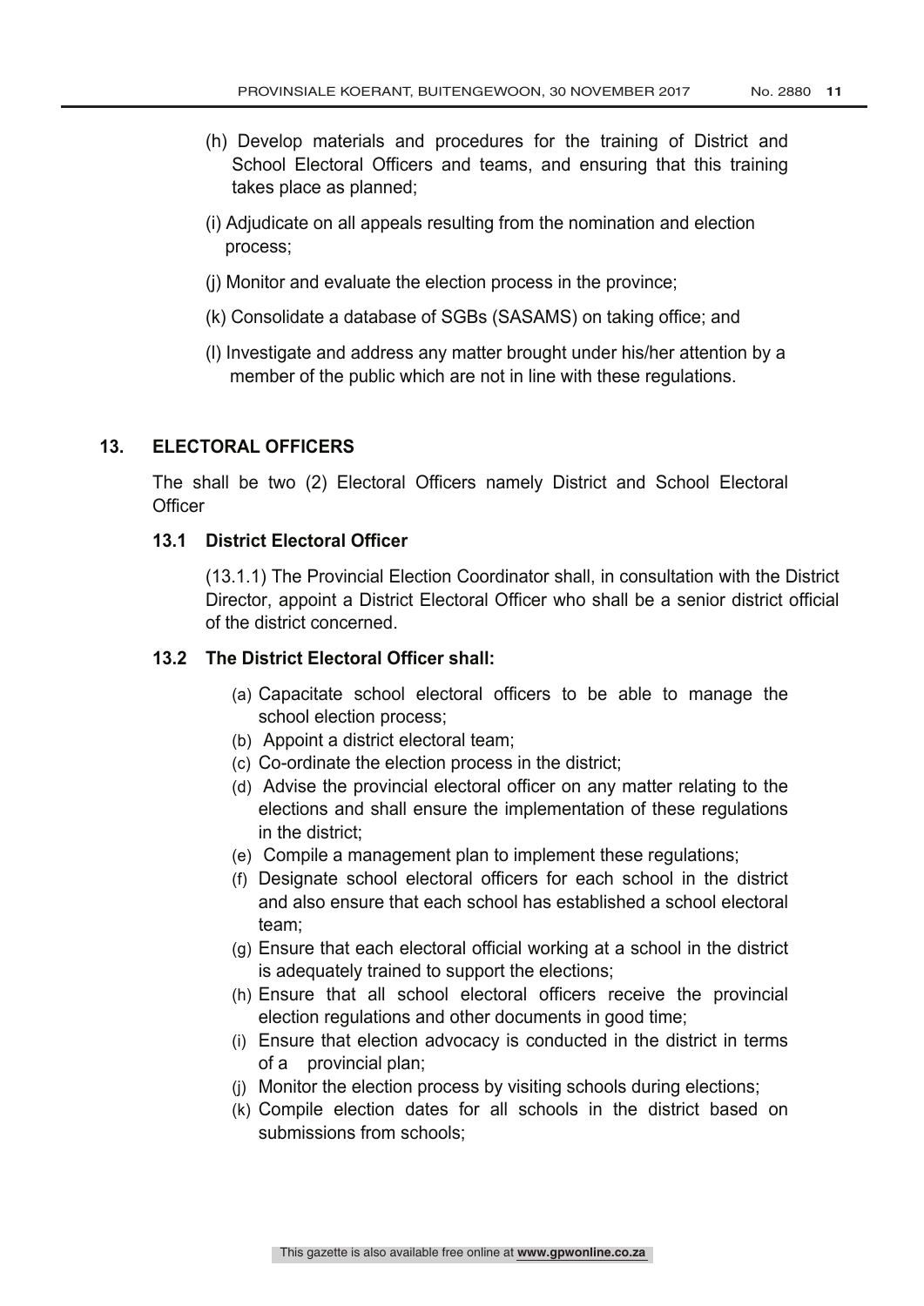(h) Develop materials and procedures for the training of District and School Electoral Officers and teams, and ensuring that this training takes place as planned;

(i) Adjudicate on all appeals resulting from the nomination and election process;

(j) Monitor and evaluate the election process in the province;

(k) Consolidate a database of SGBs (SASAMS) on taking office; and

(l) Investigate and address any matter brought under his/her attention by a member of the public which are not in line with these regulations.

## 13. ELECTORAL OFFICERS

The shall be two (2) Electoral Officers namely District and School Electoral Officer

### 13.1 District Electoral Officer

(13.1.1) The Provincial Election Coordinator shall, in consultation with the District Director, appoint a District Electoral Officer who shall be a senior district official of the district concerned.

### 13.2 The District Electoral Officer shall:

(a) Capacitate school electoral officers to be able to manage the school election process;
(b) Appoint a district electoral team;
(c) Co-ordinate the election process in the district;
(d) Advise the provincial electoral officer on any matter relating to the elections and shall ensure the implementation of these regulations in the district;
(e) Compile a management plan to implement these regulations;
(f) Designate school electoral officers for each school in the district and also ensure that each school has established a school electoral team;
(g) Ensure that each electoral official working at a school in the district is adequately trained to support the elections;
(h) Ensure that all school electoral officers receive the provincial election regulations and other documents in good time;
(i) Ensure that election advocacy is conducted in the district in terms of a provincial plan;
(j) Monitor the election process by visiting schools during elections;
(k) Compile election dates for all schools in the district based on submissions from schools;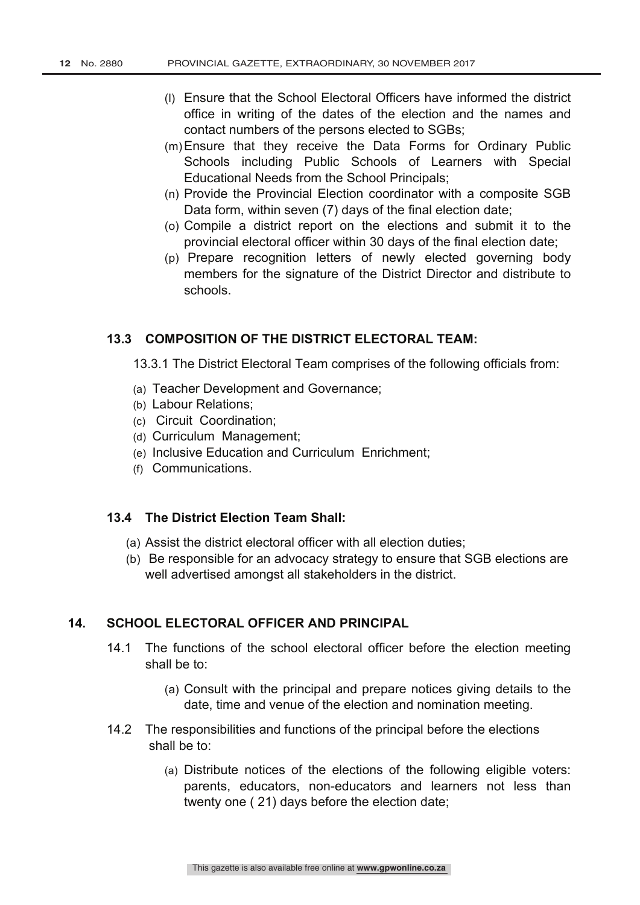(l) Ensure that the School Electoral Officers have informed the district office in writing of the dates of the election and the names and contact numbers of the persons elected to SGBs;

(m) Ensure that they receive the Data Forms for Ordinary Public Schools including Public Schools of Learners with Special Educational Needs from the School Principals;

(n) Provide the Provincial Election coordinator with a composite SGB Data form, within seven (7) days of the final election date;

(o) Compile a district report on the elections and submit it to the provincial electoral officer within 30 days of the final election date;

(p) Prepare recognition letters of newly elected governing body members for the signature of the District Director and distribute to schools.

### 13.3 COMPOSITION OF THE DISTRICT ELECTORAL TEAM:

13.3.1 The District Electoral Team comprises of the following officials from:

(a) Teacher Development and Governance;

(b) Labour Relations;

(c) Circuit Coordination;

(d) Curriculum Management;

(e) Inclusive Education and Curriculum Enrichment;

(f) Communications.

### 13.4 The District Election Team Shall:

(a) Assist the district electoral officer with all election duties;

(b) Be responsible for an advocacy strategy to ensure that SGB elections are well advertised amongst all stakeholders in the district.

## 14. SCHOOL ELECTORAL OFFICER AND PRINCIPAL

14.1 The functions of the school electoral officer before the election meeting shall be to:

(a) Consult with the principal and prepare notices giving details to the date, time and venue of the election and nomination meeting.

14.2 The responsibilities and functions of the principal before the elections shall be to:

(a) Distribute notices of the elections of the following eligible voters: parents, educators, non-educators and learners not less than twenty one ( 21) days before the election date;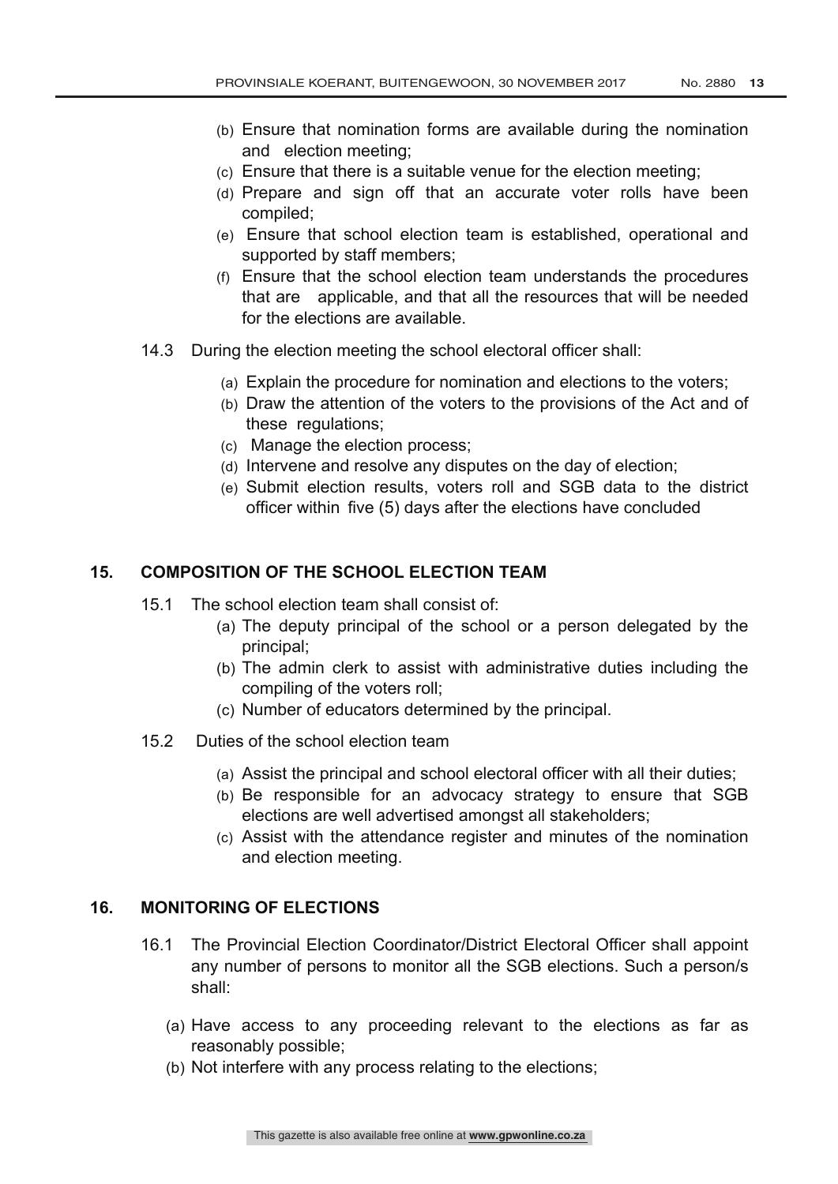(b) Ensure that nomination forms are available during the nomination and election meeting;

(c) Ensure that there is a suitable venue for the election meeting;

(d) Prepare and sign off that an accurate voter rolls have been compiled;

(e) Ensure that school election team is established, operational and supported by staff members;

(f) Ensure that the school election team understands the procedures that are applicable, and that all the resources that will be needed for the elections are available.

14.3 During the election meeting the school electoral officer shall:

(a) Explain the procedure for nomination and elections to the voters;

(b) Draw the attention of the voters to the provisions of the Act and of these regulations;

(c) Manage the election process;

(d) Intervene and resolve any disputes on the day of election;

(e) Submit election results, voters roll and SGB data to the district officer within five (5) days after the elections have concluded

## 15. COMPOSITION OF THE SCHOOL ELECTION TEAM

15.1 The school election team shall consist of:

(a) The deputy principal of the school or a person delegated by the principal;

(b) The admin clerk to assist with administrative duties including the compiling of the voters roll;

(c) Number of educators determined by the principal.

15.2 Duties of the school election team

(a) Assist the principal and school electoral officer with all their duties;

(b) Be responsible for an advocacy strategy to ensure that SGB elections are well advertised amongst all stakeholders;

(c) Assist with the attendance register and minutes of the nomination and election meeting.

## 16. MONITORING OF ELECTIONS

16.1 The Provincial Election Coordinator/District Electoral Officer shall appoint any number of persons to monitor all the SGB elections. Such a person/s shall:

(a) Have access to any proceeding relevant to the elections as far as reasonably possible;

(b) Not interfere with any process relating to the elections;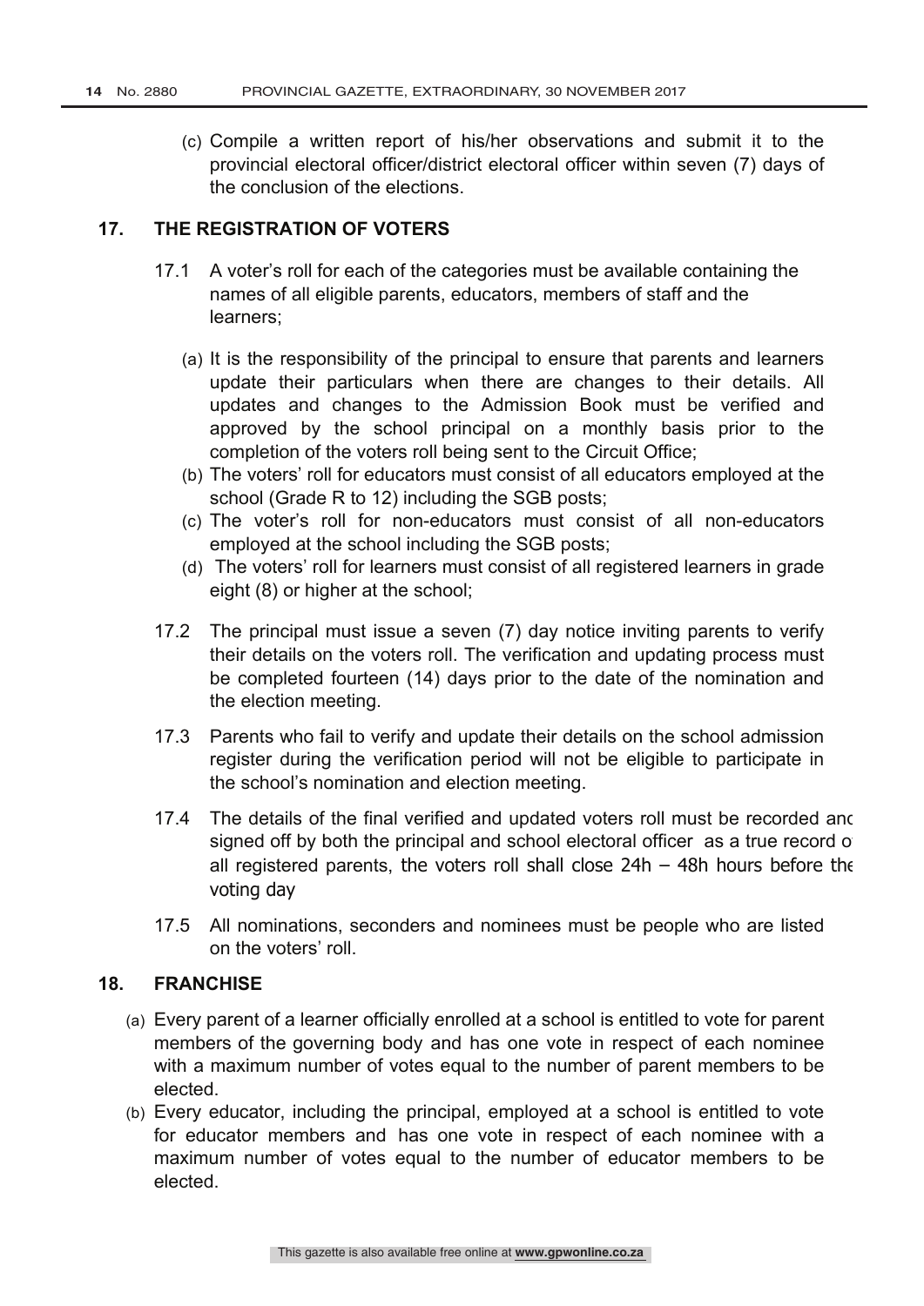(c) Compile a written report of his/her observations and submit it to the provincial electoral officer/district electoral officer within seven (7) days of the conclusion of the elections.

## 17. THE REGISTRATION OF VOTERS

17.1 A voter's roll for each of the categories must be available containing the names of all eligible parents, educators, members of staff and the learners;

(a) It is the responsibility of the principal to ensure that parents and learners update their particulars when there are changes to their details. All updates and changes to the Admission Book must be verified and approved by the school principal on a monthly basis prior to the completion of the voters roll being sent to the Circuit Office;

(b) The voters' roll for educators must consist of all educators employed at the school (Grade R to 12) including the SGB posts;

(c) The voter's roll for non-educators must consist of all non-educators employed at the school including the SGB posts;

(d) The voters' roll for learners must consist of all registered learners in grade eight (8) or higher at the school;

17.2 The principal must issue a seven (7) day notice inviting parents to verify their details on the voters roll. The verification and updating process must be completed fourteen (14) days prior to the date of the nomination and the election meeting.

17.3 Parents who fail to verify and update their details on the school admission register during the verification period will not be eligible to participate in the school's nomination and election meeting.

17.4 The details of the final verified and updated voters roll must be recorded and signed off by both the principal and school electoral officer as a true record of all registered parents, the voters roll shall close 24h – 48h hours before the voting day

17.5 All nominations, seconders and nominees must be people who are listed on the voters' roll.

## 18. FRANCHISE

(a) Every parent of a learner officially enrolled at a school is entitled to vote for parent members of the governing body and has one vote in respect of each nominee with a maximum number of votes equal to the number of parent members to be elected.

(b) Every educator, including the principal, employed at a school is entitled to vote for educator members and has one vote in respect of each nominee with a maximum number of votes equal to the number of educator members to be elected.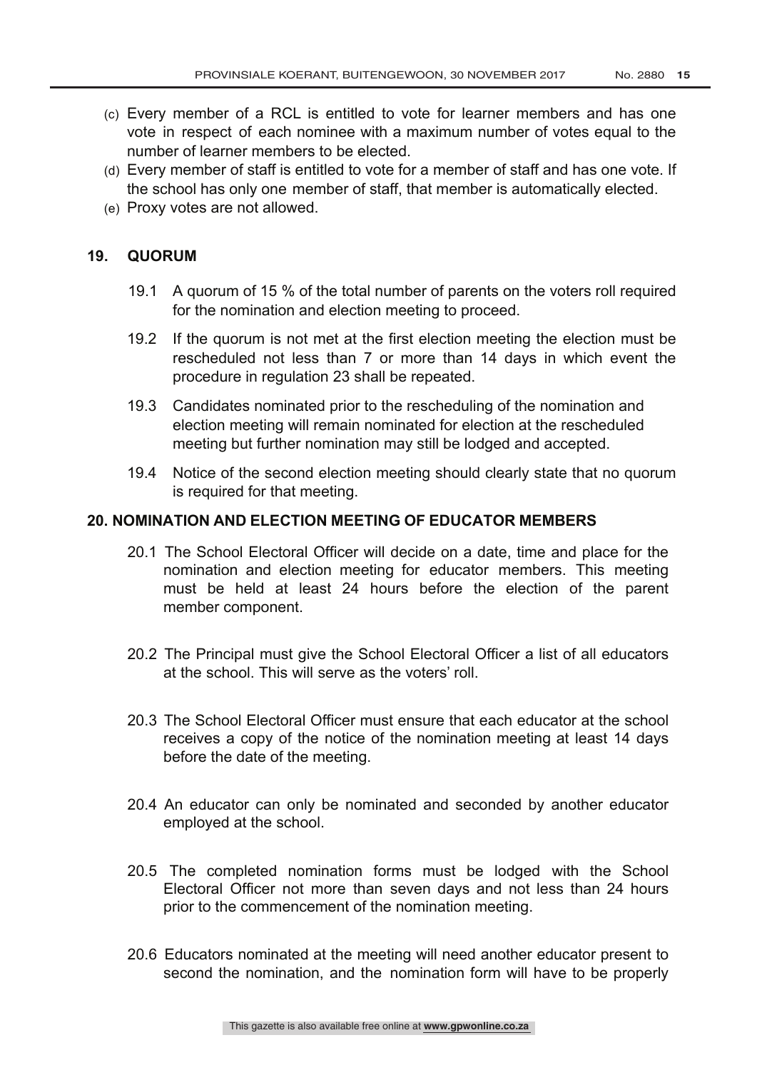(c) Every member of a RCL is entitled to vote for learner members and has one vote in respect of each nominee with a maximum number of votes equal to the number of learner members to be elected.

(d) Every member of staff is entitled to vote for a member of staff and has one vote. If the school has only one member of staff, that member is automatically elected.

(e) Proxy votes are not allowed.

## 19. QUORUM

19.1 A quorum of 15 % of the total number of parents on the voters roll required for the nomination and election meeting to proceed.

19.2 If the quorum is not met at the first election meeting the election must be rescheduled not less than 7 or more than 14 days in which event the procedure in regulation 23 shall be repeated.

19.3 Candidates nominated prior to the rescheduling of the nomination and election meeting will remain nominated for election at the rescheduled meeting but further nomination may still be lodged and accepted.

19.4 Notice of the second election meeting should clearly state that no quorum is required for that meeting.

## 20. NOMINATION AND ELECTION MEETING OF EDUCATOR MEMBERS

20.1 The School Electoral Officer will decide on a date, time and place for the nomination and election meeting for educator members. This meeting must be held at least 24 hours before the election of the parent member component.

20.2 The Principal must give the School Electoral Officer a list of all educators at the school. This will serve as the voters' roll.

20.3 The School Electoral Officer must ensure that each educator at the school receives a copy of the notice of the nomination meeting at least 14 days before the date of the meeting.

20.4 An educator can only be nominated and seconded by another educator employed at the school.

20.5 The completed nomination forms must be lodged with the School Electoral Officer not more than seven days and not less than 24 hours prior to the commencement of the nomination meeting.

20.6 Educators nominated at the meeting will need another educator present to second the nomination, and the nomination form will have to be properly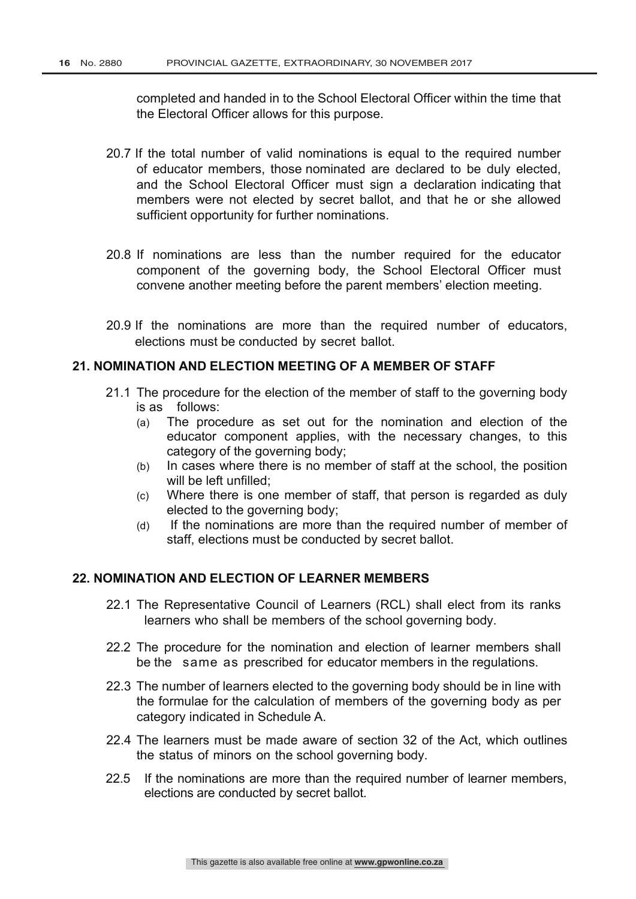completed and handed in to the School Electoral Officer within the time that the Electoral Officer allows for this purpose.

20.7 If the total number of valid nominations is equal to the required number of educator members, those nominated are declared to be duly elected, and the School Electoral Officer must sign a declaration indicating that members were not elected by secret ballot, and that he or she allowed sufficient opportunity for further nominations.

20.8 If nominations are less than the number required for the educator component of the governing body, the School Electoral Officer must convene another meeting before the parent members' election meeting.

20.9 If the nominations are more than the required number of educators, elections must be conducted by secret ballot.

## 21. NOMINATION AND ELECTION MEETING OF A MEMBER OF STAFF

21.1 The procedure for the election of the member of staff to the governing body is as follows:

(a) The procedure as set out for the nomination and election of the educator component applies, with the necessary changes, to this category of the governing body;

(b) In cases where there is no member of staff at the school, the position will be left unfilled;

(c) Where there is one member of staff, that person is regarded as duly elected to the governing body;

(d) If the nominations are more than the required number of member of staff, elections must be conducted by secret ballot.

## 22. NOMINATION AND ELECTION OF LEARNER MEMBERS

22.1 The Representative Council of Learners (RCL) shall elect from its ranks learners who shall be members of the school governing body.

22.2 The procedure for the nomination and election of learner members shall be the same as prescribed for educator members in the regulations.

22.3 The number of learners elected to the governing body should be in line with the formulae for the calculation of members of the governing body as per category indicated in Schedule A.

22.4 The learners must be made aware of section 32 of the Act, which outlines the status of minors on the school governing body.

22.5 If the nominations are more than the required number of learner members, elections are conducted by secret ballot.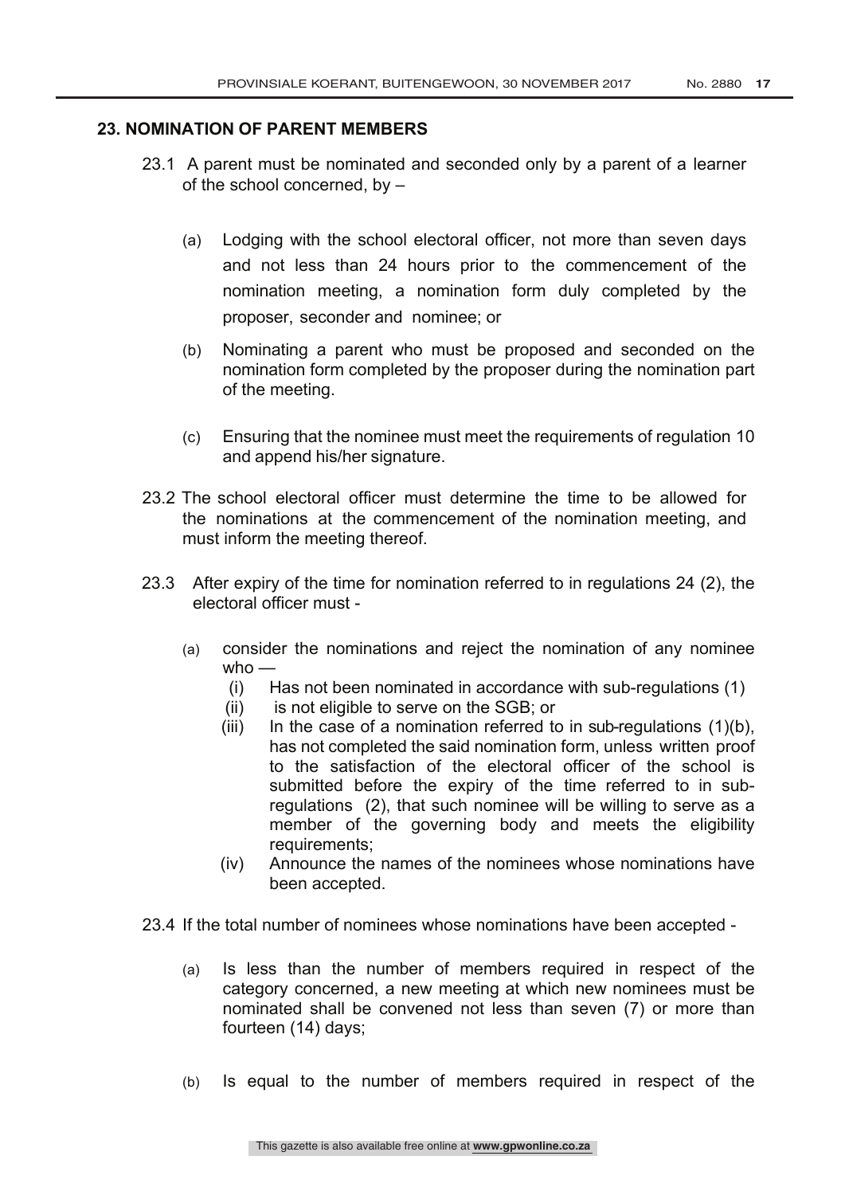### 23. NOMINATION OF PARENT MEMBERS

23.1 A parent must be nominated and seconded only by a parent of a learner of the school concerned, by –

(a) Lodging with the school electoral officer, not more than seven days and not less than 24 hours prior to the commencement of the nomination meeting, a nomination form duly completed by the proposer, seconder and nominee; or

(b) Nominating a parent who must be proposed and seconded on the nomination form completed by the proposer during the nomination part of the meeting.

(c) Ensuring that the nominee must meet the requirements of regulation 10 and append his/her signature.

23.2 The school electoral officer must determine the time to be allowed for the nominations at the commencement of the nomination meeting, and must inform the meeting thereof.

23.3 After expiry of the time for nomination referred to in regulations 24 (2), the electoral officer must -

(a) consider the nominations and reject the nomination of any nominee who —

(i) Has not been nominated in accordance with sub-regulations (1)

(ii) is not eligible to serve on the SGB; or

(iii) In the case of a nomination referred to in sub-regulations (1)(b), has not completed the said nomination form, unless written proof to the satisfaction of the electoral officer of the school is submitted before the expiry of the time referred to in sub-regulations (2), that such nominee will be willing to serve as a member of the governing body and meets the eligibility requirements;

(iv) Announce the names of the nominees whose nominations have been accepted.

23.4 If the total number of nominees whose nominations have been accepted -

(a) Is less than the number of members required in respect of the category concerned, a new meeting at which new nominees must be nominated shall be convened not less than seven (7) or more than fourteen (14) days;

(b) Is equal to the number of members required in respect of the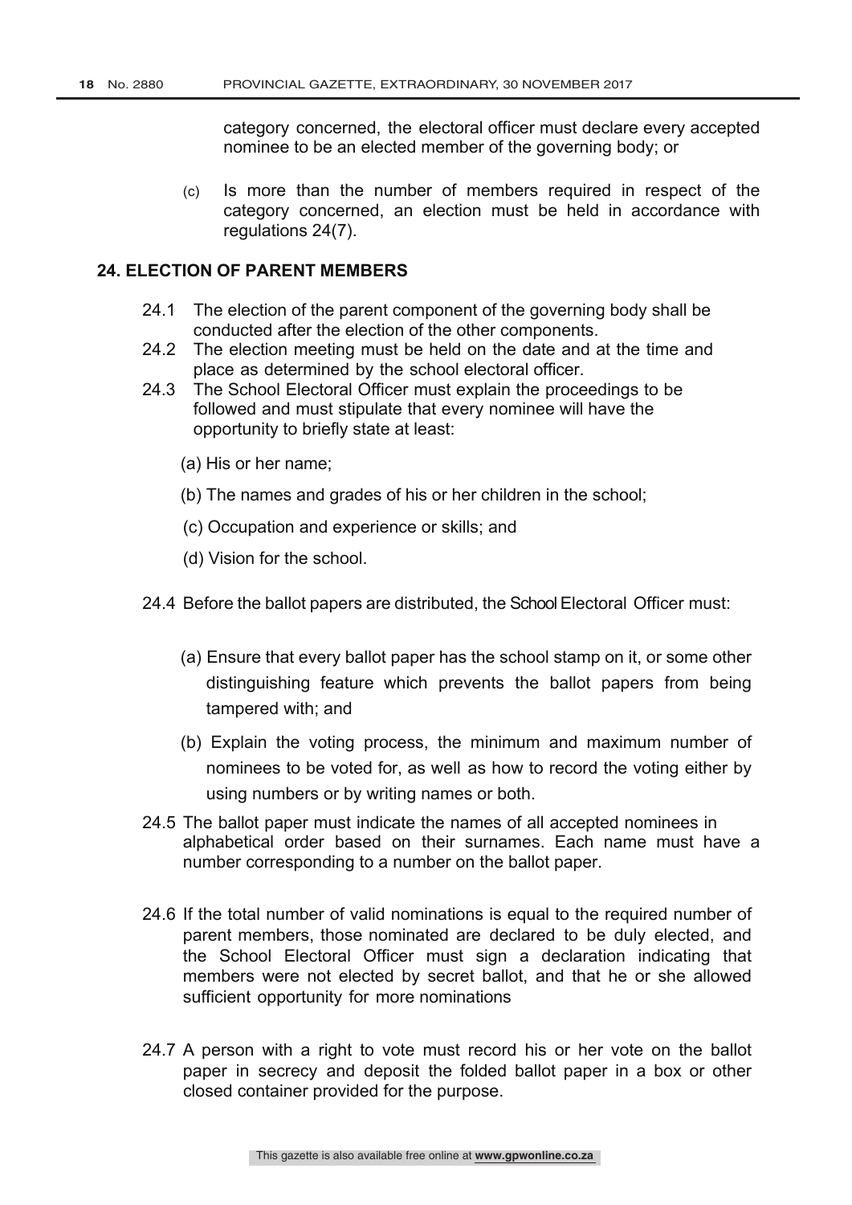category concerned, the electoral officer must declare every accepted nominee to be an elected member of the governing body; or

(c) Is more than the number of members required in respect of the category concerned, an election must be held in accordance with regulations 24(7).

## 24. ELECTION OF PARENT MEMBERS

24.1 The election of the parent component of the governing body shall be conducted after the election of the other components.

24.2 The election meeting must be held on the date and at the time and place as determined by the school electoral officer.

24.3 The School Electoral Officer must explain the proceedings to be followed and must stipulate that every nominee will have the opportunity to briefly state at least:

(a) His or her name;

(b) The names and grades of his or her children in the school;

(c) Occupation and experience or skills; and

(d) Vision for the school.

24.4 Before the ballot papers are distributed, the School Electoral Officer must:

(a) Ensure that every ballot paper has the school stamp on it, or some other distinguishing feature which prevents the ballot papers from being tampered with; and

(b) Explain the voting process, the minimum and maximum number of nominees to be voted for, as well as how to record the voting either by using numbers or by writing names or both.

24.5 The ballot paper must indicate the names of all accepted nominees in alphabetical order based on their surnames. Each name must have a number corresponding to a number on the ballot paper.

24.6 If the total number of valid nominations is equal to the required number of parent members, those nominated are declared to be duly elected, and the School Electoral Officer must sign a declaration indicating that members were not elected by secret ballot, and that he or she allowed sufficient opportunity for more nominations

24.7 A person with a right to vote must record his or her vote on the ballot paper in secrecy and deposit the folded ballot paper in a box or other closed container provided for the purpose.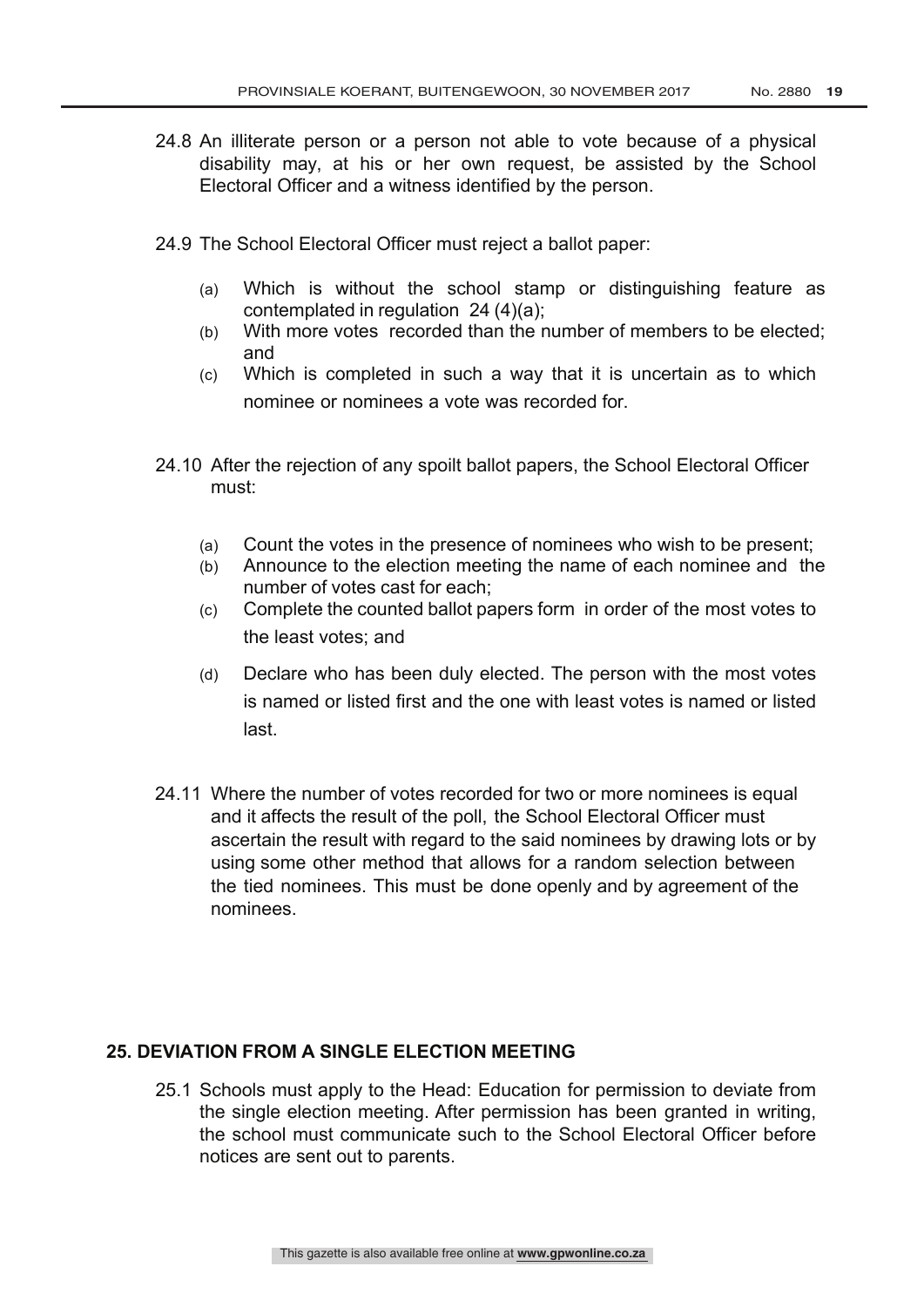24.8 An illiterate person or a person not able to vote because of a physical disability may, at his or her own request, be assisted by the School Electoral Officer and a witness identified by the person.

24.9 The School Electoral Officer must reject a ballot paper:

(a) Which is without the school stamp or distinguishing feature as contemplated in regulation 24 (4)(a);
(b) With more votes recorded than the number of members to be elected; and
(c) Which is completed in such a way that it is uncertain as to which nominee or nominees a vote was recorded for.

24.10 After the rejection of any spoilt ballot papers, the School Electoral Officer must:

(a) Count the votes in the presence of nominees who wish to be present;
(b) Announce to the election meeting the name of each nominee and the number of votes cast for each;
(c) Complete the counted ballot papers form in order of the most votes to the least votes; and
(d) Declare who has been duly elected. The person with the most votes is named or listed first and the one with least votes is named or listed last.

24.11 Where the number of votes recorded for two or more nominees is equal and it affects the result of the poll, the School Electoral Officer must ascertain the result with regard to the said nominees by drawing lots or by using some other method that allows for a random selection between the tied nominees. This must be done openly and by agreement of the nominees.

## 25. DEVIATION FROM A SINGLE ELECTION MEETING

25.1 Schools must apply to the Head: Education for permission to deviate from the single election meeting. After permission has been granted in writing, the school must communicate such to the School Electoral Officer before notices are sent out to parents.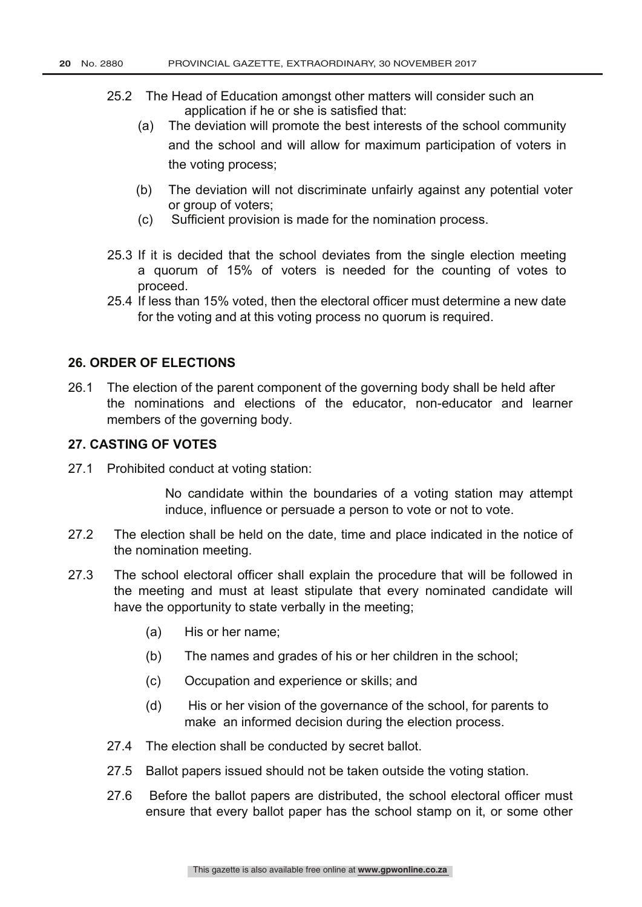25.2 The Head of Education amongst other matters will consider such an application if he or she is satisfied that:

(a) The deviation will promote the best interests of the school community and the school and will allow for maximum participation of voters in the voting process;

(b) The deviation will not discriminate unfairly against any potential voter or group of voters;

(c) Sufficient provision is made for the nomination process.

25.3 If it is decided that the school deviates from the single election meeting a quorum of 15% of voters is needed for the counting of votes to proceed.

25.4 If less than 15% voted, then the electoral officer must determine a new date for the voting and at this voting process no quorum is required.

**26. ORDER OF ELECTIONS**

26.1 The election of the parent component of the governing body shall be held after the nominations and elections of the educator, non-educator and learner members of the governing body.

**27. CASTING OF VOTES**

27.1 Prohibited conduct at voting station:

No candidate within the boundaries of a voting station may attempt induce, influence or persuade a person to vote or not to vote.

27.2 The election shall be held on the date, time and place indicated in the notice of the nomination meeting.

27.3 The school electoral officer shall explain the procedure that will be followed in the meeting and must at least stipulate that every nominated candidate will have the opportunity to state verbally in the meeting;

(a) His or her name;

(b) The names and grades of his or her children in the school;

(c) Occupation and experience or skills; and

(d) His or her vision of the governance of the school, for parents to make an informed decision during the election process.

27.4 The election shall be conducted by secret ballot.

27.5 Ballot papers issued should not be taken outside the voting station.

27.6 Before the ballot papers are distributed, the school electoral officer must ensure that every ballot paper has the school stamp on it, or some other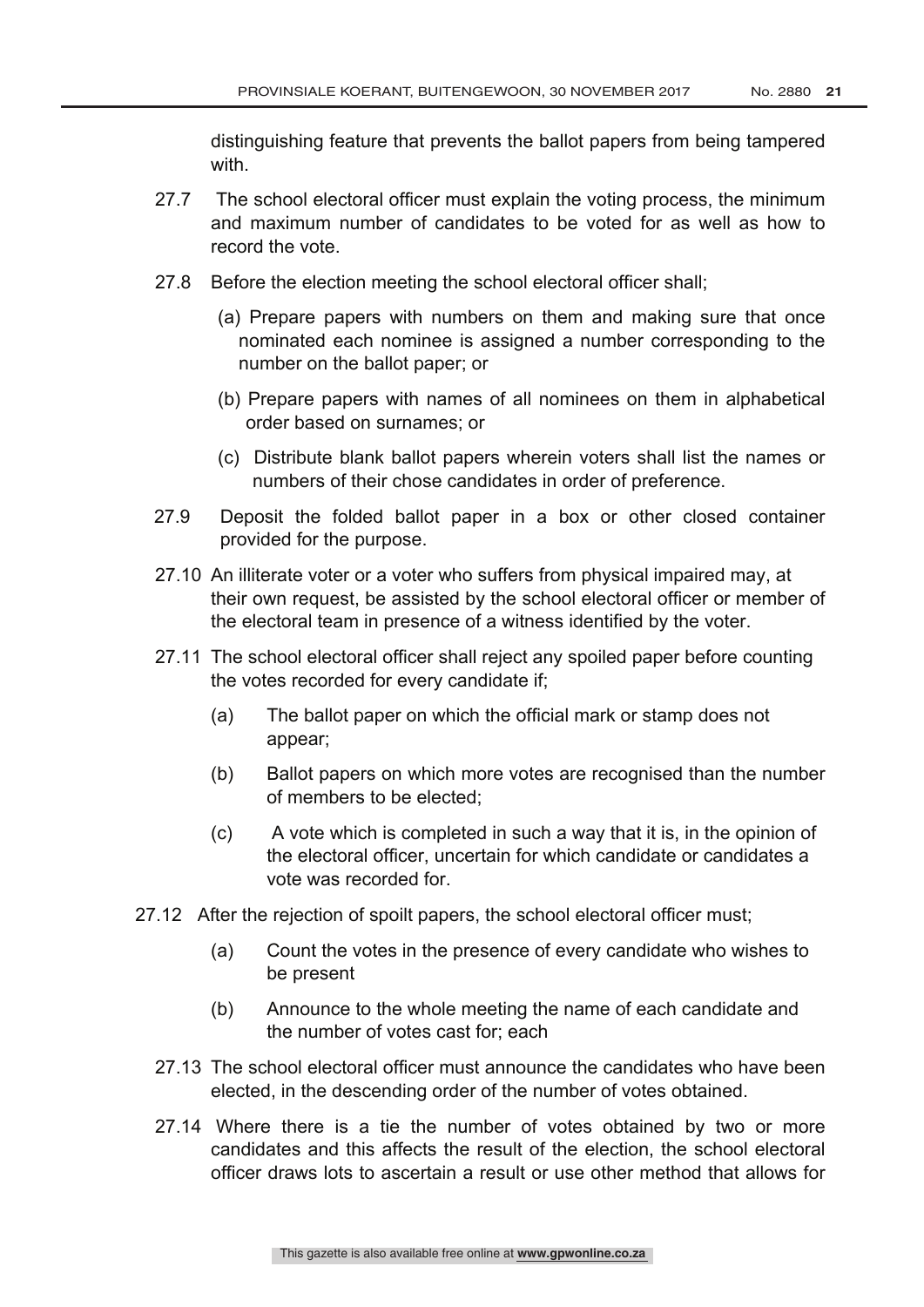distinguishing feature that prevents the ballot papers from being tampered with.

27.7 The school electoral officer must explain the voting process, the minimum and maximum number of candidates to be voted for as well as how to record the vote.

27.8 Before the election meeting the school electoral officer shall;

(a) Prepare papers with numbers on them and making sure that once nominated each nominee is assigned a number corresponding to the number on the ballot paper; or

(b) Prepare papers with names of all nominees on them in alphabetical order based on surnames; or

(c) Distribute blank ballot papers wherein voters shall list the names or numbers of their chose candidates in order of preference.

27.9 Deposit the folded ballot paper in a box or other closed container provided for the purpose.

27.10 An illiterate voter or a voter who suffers from physical impaired may, at their own request, be assisted by the school electoral officer or member of the electoral team in presence of a witness identified by the voter.

27.11 The school electoral officer shall reject any spoiled paper before counting the votes recorded for every candidate if;

(a) The ballot paper on which the official mark or stamp does not appear;

(b) Ballot papers on which more votes are recognised than the number of members to be elected;

(c) A vote which is completed in such a way that it is, in the opinion of the electoral officer, uncertain for which candidate or candidates a vote was recorded for.

27.12 After the rejection of spoilt papers, the school electoral officer must;

(a) Count the votes in the presence of every candidate who wishes to be present

(b) Announce to the whole meeting the name of each candidate and the number of votes cast for; each

27.13 The school electoral officer must announce the candidates who have been elected, in the descending order of the number of votes obtained.

27.14 Where there is a tie the number of votes obtained by two or more candidates and this affects the result of the election, the school electoral officer draws lots to ascertain a result or use other method that allows for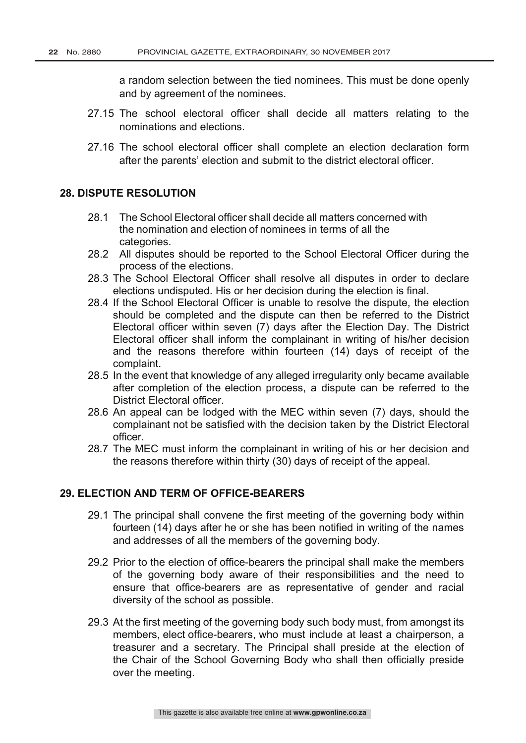a random selection between the tied nominees. This must be done openly and by agreement of the nominees.

27.15 The school electoral officer shall decide all matters relating to the nominations and elections.

27.16 The school electoral officer shall complete an election declaration form after the parents' election and submit to the district electoral officer.

## 28. DISPUTE RESOLUTION

28.1 The School Electoral officer shall decide all matters concerned with the nomination and election of nominees in terms of all the categories.

28.2 All disputes should be reported to the School Electoral Officer during the process of the elections.

28.3 The School Electoral Officer shall resolve all disputes in order to declare elections undisputed. His or her decision during the election is final.

28.4 If the School Electoral Officer is unable to resolve the dispute, the election should be completed and the dispute can then be referred to the District Electoral officer within seven (7) days after the Election Day. The District Electoral officer shall inform the complainant in writing of his/her decision and the reasons therefore within fourteen (14) days of receipt of the complaint.

28.5 In the event that knowledge of any alleged irregularity only became available after completion of the election process, a dispute can be referred to the District Electoral officer.

28.6 An appeal can be lodged with the MEC within seven (7) days, should the complainant not be satisfied with the decision taken by the District Electoral officer.

28.7 The MEC must inform the complainant in writing of his or her decision and the reasons therefore within thirty (30) days of receipt of the appeal.

## 29. ELECTION AND TERM OF OFFICE-BEARERS

29.1 The principal shall convene the first meeting of the governing body within fourteen (14) days after he or she has been notified in writing of the names and addresses of all the members of the governing body.

29.2 Prior to the election of office-bearers the principal shall make the members of the governing body aware of their responsibilities and the need to ensure that office-bearers are as representative of gender and racial diversity of the school as possible.

29.3 At the first meeting of the governing body such body must, from amongst its members, elect office-bearers, who must include at least a chairperson, a treasurer and a secretary. The Principal shall preside at the election of the Chair of the School Governing Body who shall then officially preside over the meeting.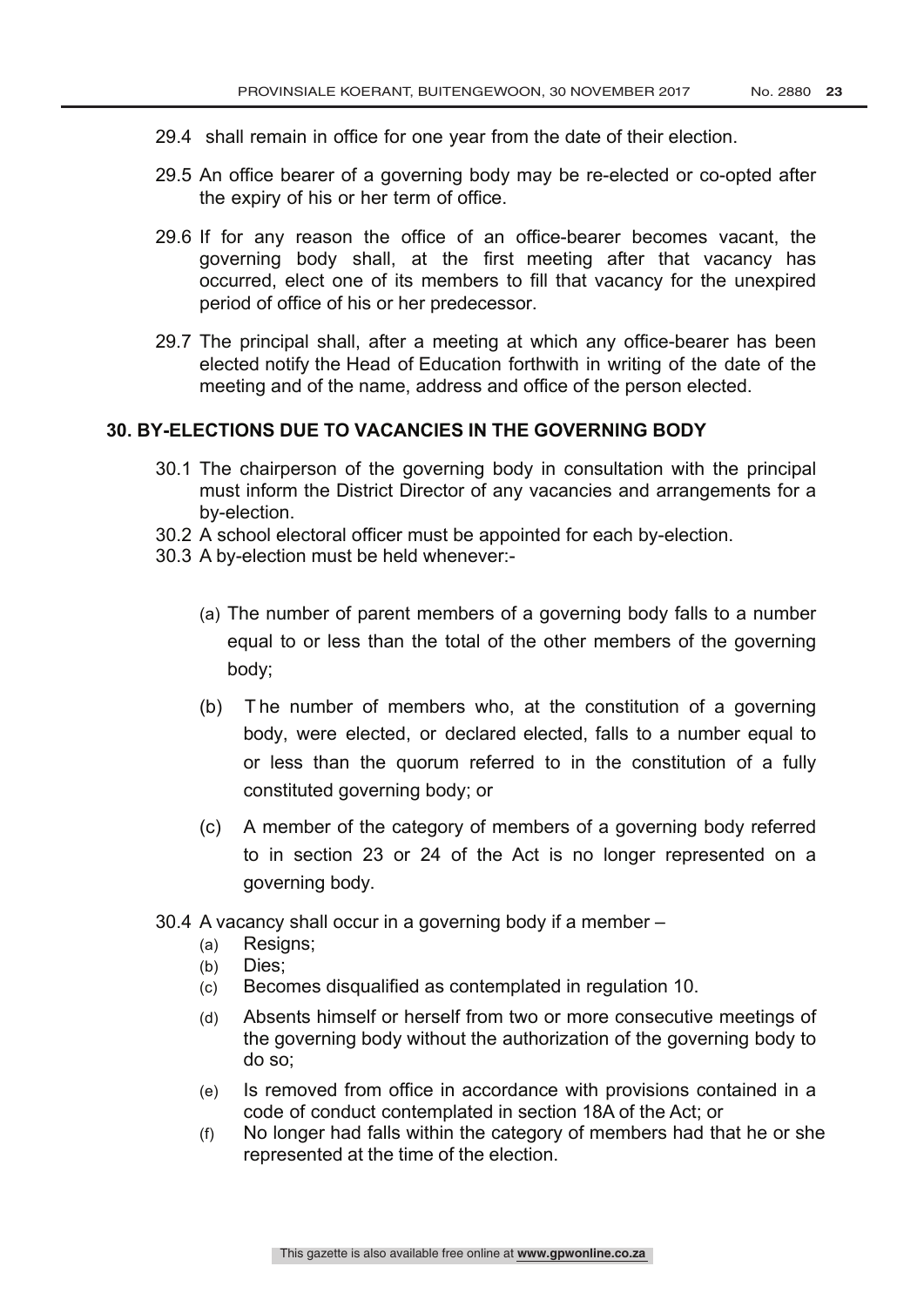29.4 shall remain in office for one year from the date of their election.

29.5 An office bearer of a governing body may be re-elected or co-opted after the expiry of his or her term of office.

29.6 If for any reason the office of an office-bearer becomes vacant, the governing body shall, at the first meeting after that vacancy has occurred, elect one of its members to fill that vacancy for the unexpired period of office of his or her predecessor.

29.7 The principal shall, after a meeting at which any office-bearer has been elected notify the Head of Education forthwith in writing of the date of the meeting and of the name, address and office of the person elected.

## 30. BY-ELECTIONS DUE TO VACANCIES IN THE GOVERNING BODY

30.1 The chairperson of the governing body in consultation with the principal must inform the District Director of any vacancies and arrangements for a by-election.

30.2 A school electoral officer must be appointed for each by-election.

30.3 A by-election must be held whenever:-

(a) The number of parent members of a governing body falls to a number equal to or less than the total of the other members of the governing body;

(b) The number of members who, at the constitution of a governing body, were elected, or declared elected, falls to a number equal to or less than the quorum referred to in the constitution of a fully constituted governing body; or

(c) A member of the category of members of a governing body referred to in section 23 or 24 of the Act is no longer represented on a governing body.

30.4 A vacancy shall occur in a governing body if a member –

(a) Resigns;

(b) Dies;

(c) Becomes disqualified as contemplated in regulation 10.

(d) Absents himself or herself from two or more consecutive meetings of the governing body without the authorization of the governing body to do so;

(e) Is removed from office in accordance with provisions contained in a code of conduct contemplated in section 18A of the Act; or

(f) No longer had falls within the category of members had that he or she represented at the time of the election.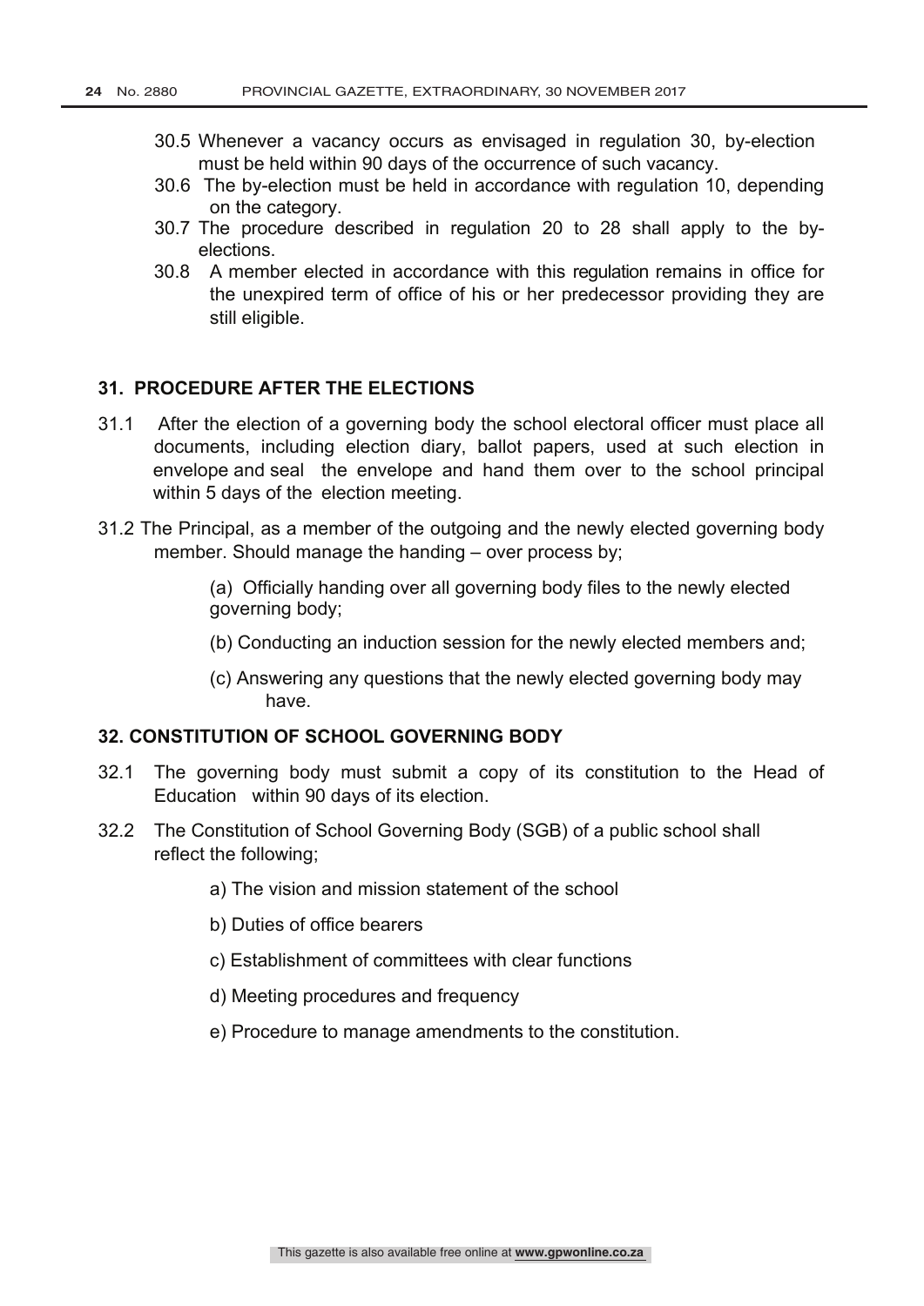30.5 Whenever a vacancy occurs as envisaged in regulation 30, by-election must be held within 90 days of the occurrence of such vacancy.

30.6 The by-election must be held in accordance with regulation 10, depending on the category.

30.7 The procedure described in regulation 20 to 28 shall apply to the by-elections.

30.8 A member elected in accordance with this regulation remains in office for the unexpired term of office of his or her predecessor providing they are still eligible.

## 31. PROCEDURE AFTER THE ELECTIONS

31.1 After the election of a governing body the school electoral officer must place all documents, including election diary, ballot papers, used at such election in envelope and seal the envelope and hand them over to the school principal within 5 days of the election meeting.

31.2 The Principal, as a member of the outgoing and the newly elected governing body member. Should manage the handing – over process by;

(a) Officially handing over all governing body files to the newly elected governing body;

(b) Conducting an induction session for the newly elected members and;

(c) Answering any questions that the newly elected governing body may have.

## 32. CONSTITUTION OF SCHOOL GOVERNING BODY

32.1 The governing body must submit a copy of its constitution to the Head of Education within 90 days of its election.

32.2 The Constitution of School Governing Body (SGB) of a public school shall reflect the following;

a) The vision and mission statement of the school

b) Duties of office bearers

c) Establishment of committees with clear functions

d) Meeting procedures and frequency

e) Procedure to manage amendments to the constitution.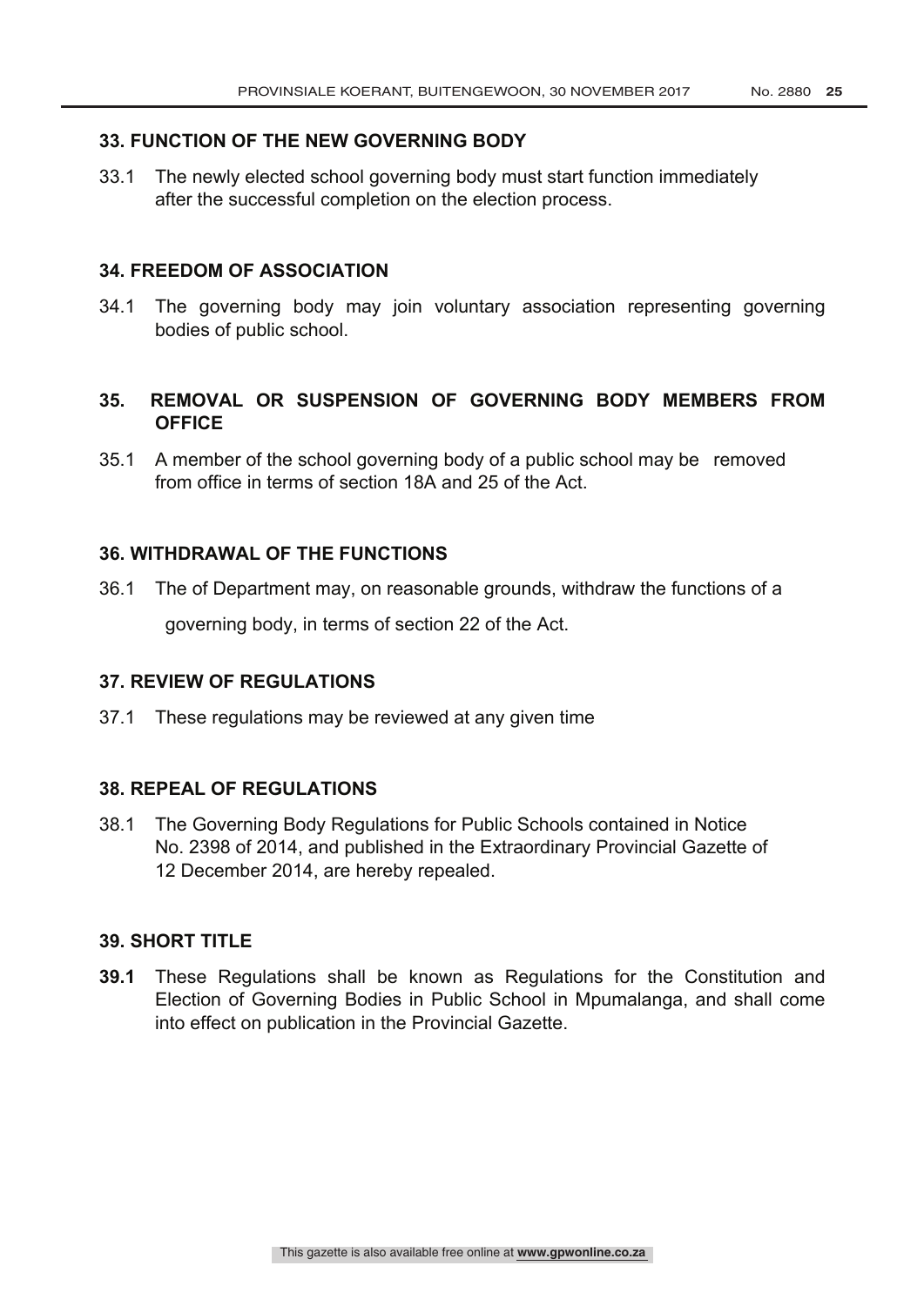### 33. FUNCTION OF THE NEW GOVERNING BODY

33.1 The newly elected school governing body must start function immediately after the successful completion on the election process.

### 34. FREEDOM OF ASSOCIATION

34.1 The governing body may join voluntary association representing governing bodies of public school.

### 35. REMOVAL OR SUSPENSION OF GOVERNING BODY MEMBERS FROM OFFICE

35.1 A member of the school governing body of a public school may be removed from office in terms of section 18A and 25 of the Act.

### 36. WITHDRAWAL OF THE FUNCTIONS

36.1 The of Department may, on reasonable grounds, withdraw the functions of a governing body, in terms of section 22 of the Act.

### 37. REVIEW OF REGULATIONS

37.1 These regulations may be reviewed at any given time

### 38. REPEAL OF REGULATIONS

38.1 The Governing Body Regulations for Public Schools contained in Notice No. 2398 of 2014, and published in the Extraordinary Provincial Gazette of 12 December 2014, are hereby repealed.

### 39. SHORT TITLE

**39.1** These Regulations shall be known as Regulations for the Constitution and Election of Governing Bodies in Public School in Mpumalanga, and shall come into effect on publication in the Provincial Gazette.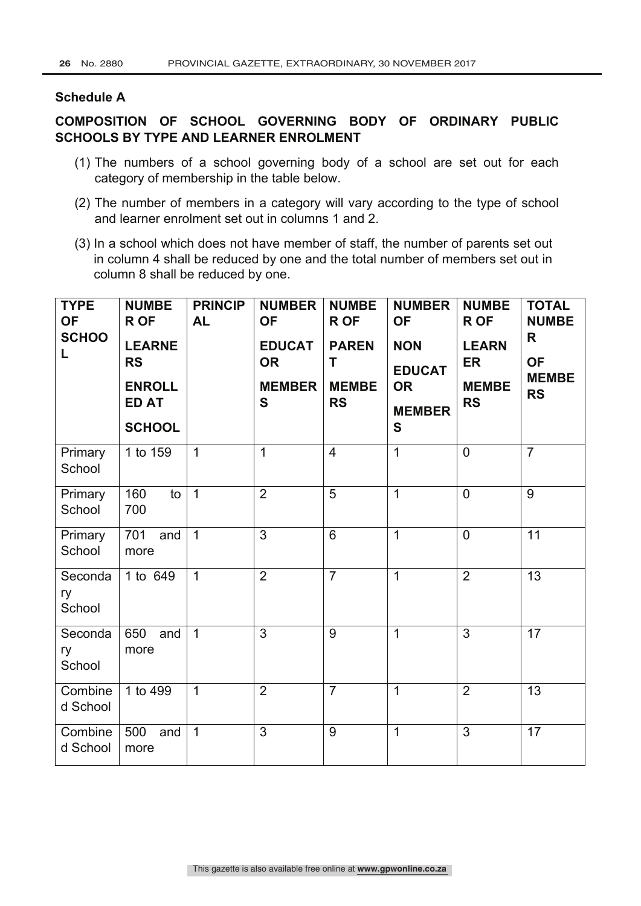**Schedule A**

**COMPOSITION OF SCHOOL GOVERNING BODY OF ORDINARY PUBLIC SCHOOLS BY TYPE AND LEARNER ENROLMENT**

(1) The numbers of a school governing body of a school are set out for each category of membership in the table below.

(2) The number of members in a category will vary according to the type of school and learner enrolment set out in columns 1 and 2.

(3) In a school which does not have member of staff, the number of parents set out in column 4 shall be reduced by one and the total number of members set out in column 8 shall be reduced by one.

| TYPE OF SCHOOL | NUMBER OF LEARNERS ENROLLED AT SCHOOL | PRINCIPAL | NUMBER OF EDUCATOR MEMBERS | NUMBER OF PARENT MEMBERS | NUMBER OF NON EDUCATOR MEMBERS | NUMBER OF LEARNER MEMBERS | TOTAL NUMBER OF MEMBERS |
|---|---|---|---|---|---|---|---|
| Primary School | 1 to 159 | 1 | 1 | 4 | 1 | 0 | 7 |
| Primary School | 160 to 700 | 1 | 2 | 5 | 1 | 0 | 9 |
| Primary School | 701 and more | 1 | 3 | 6 | 1 | 0 | 11 |
| Secondary School | 1 to 649 | 1 | 2 | 7 | 1 | 2 | 13 |
| Secondary School | 650 and more | 1 | 3 | 9 | 1 | 3 | 17 |
| Combined School | 1 to 499 | 1 | 2 | 7 | 1 | 2 | 13 |
| Combined School | 500 and more | 1 | 3 | 9 | 1 | 3 | 17 |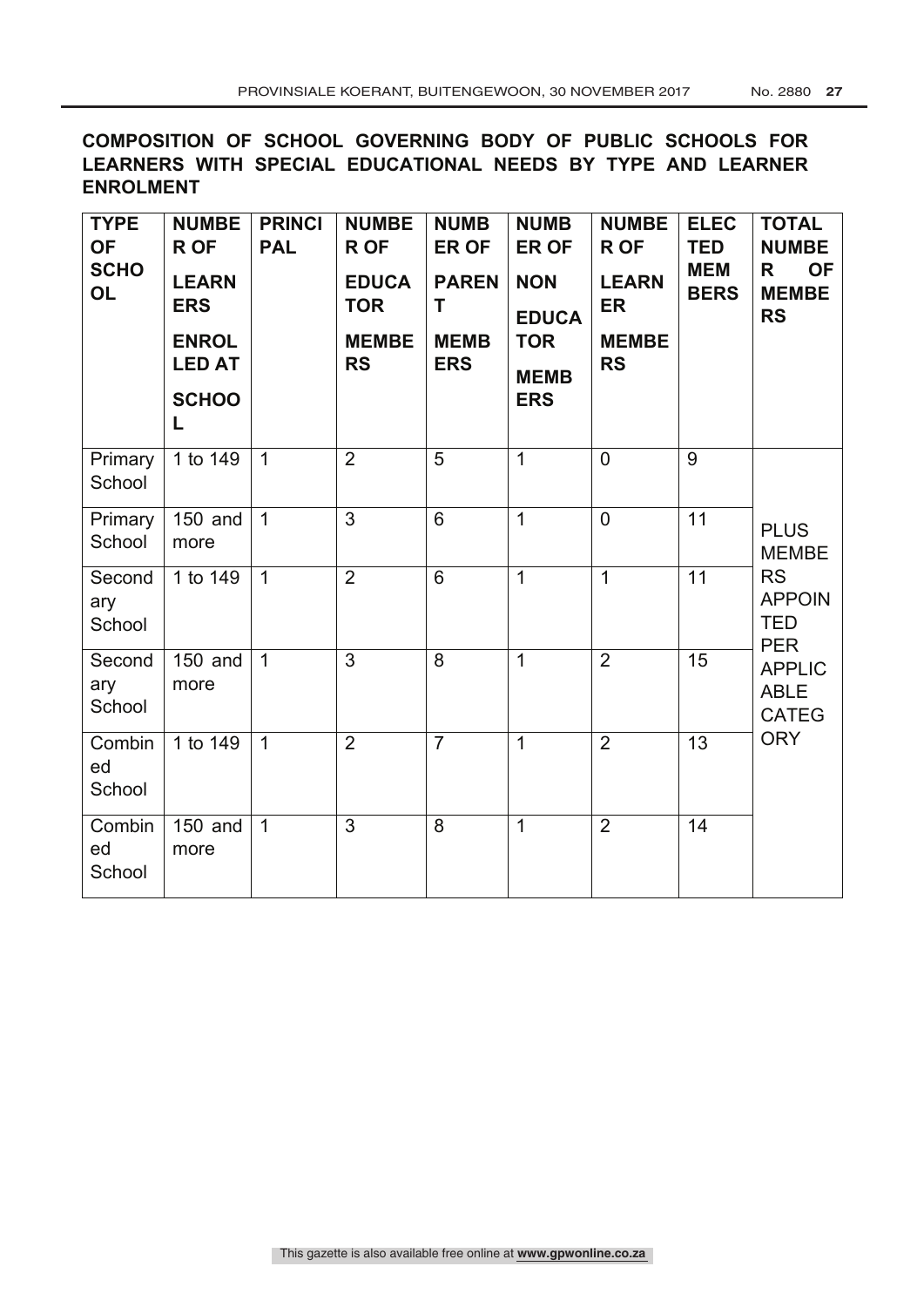**COMPOSITION OF SCHOOL GOVERNING BODY OF PUBLIC SCHOOLS FOR LEARNERS WITH SPECIAL EDUCATIONAL NEEDS BY TYPE AND LEARNER ENROLMENT**

| TYPE OF SCHOOL | NUMBER OF LEARNERS ENROLLED AT SCHOOL | PRINCIPAL | NUMBER OF EDUCATOR MEMBERS | NUMBER OF PARENT MEMBERS | NUMBER OF NON EDUCATOR MEMBERS | NUMBER OF LEARNER MEMBERS | ELECTED MEMBERS | TOTAL NUMBER OF MEMBERS |
|---|---|---|---|---|---|---|---|---|
| Primary School | 1 to 149 | 1 | 2 | 5 | 1 | 0 | 9 | PLUS MEMBERS APPOINTED PER APPLICABLE CATEGORY |
| Primary School | 150 and more | 1 | 3 | 6 | 1 | 0 | 11 | |
| Secondary School | 1 to 149 | 1 | 2 | 6 | 1 | 1 | 11 | |
| Secondary School | 150 and more | 1 | 3 | 8 | 1 | 2 | 15 | |
| Combined School | 1 to 149 | 1 | 2 | 7 | 1 | 2 | 13 | |
| Combined School | 150 and more | 1 | 3 | 8 | 1 | 2 | 14 | |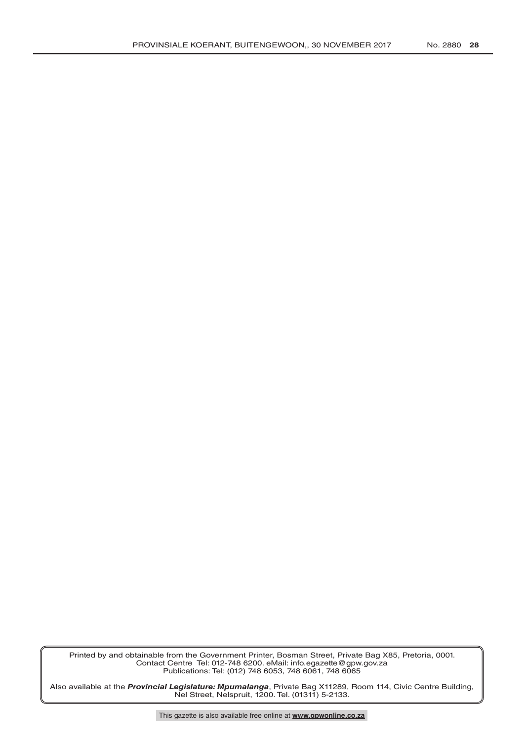Printed by and obtainable from the Government Printer, Bosman Street, Private Bag X85, Pretoria, 0001.
Contact Centre Tel: 012-748 6200. eMail: info.egazette@gpw.gov.za
Publications: Tel: (012) 748 6053, 748 6061, 748 6065

Also available at the ***Provincial Legislature: Mpumalanga***, Private Bag X11289, Room 114, Civic Centre Building, Nel Street, Nelspruit, 1200. Tel. (01311) 5-2133.

This gazette is also available free online at **www.gpwonline.co.za**